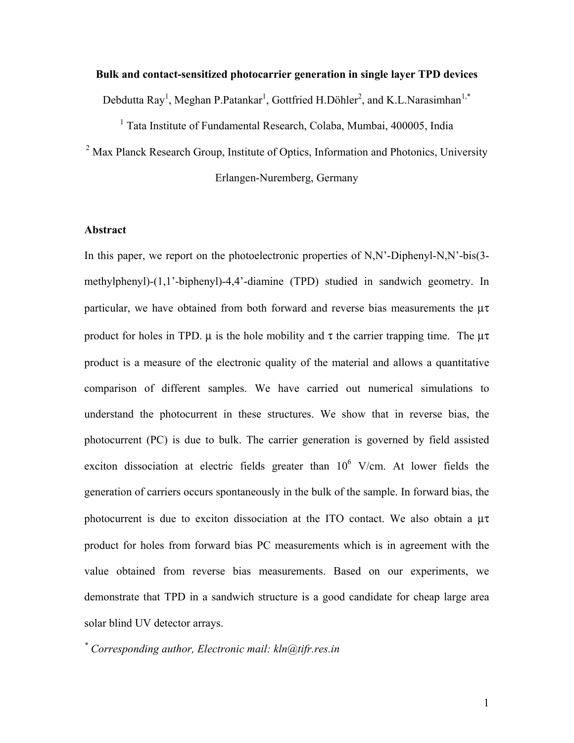# Bulk and contact-sensitized photocarrier generation in single layer TPD devices

Debdutta Ray[1], Meghan P.Patankar[1], Gottfried H.Döhler[2], and K.L.Narasimhan[1,*]

[1] Tata Institute of Fundamental Research, Colaba, Mumbai, 400005, India

[2] Max Planck Research Group, Institute of Optics, Information and Photonics, University Erlangen-Nuremberg, Germany

## Abstract

In this paper, we report on the photoelectronic properties of N,N'-Diphenyl-N,N'-bis(3-methylphenyl)-(1,1'-biphenyl)-4,4'-diamine (TPD) studied in sandwich geometry. In particular, we have obtained from both forward and reverse bias measurements the $\mu\tau$ product for holes in TPD. $\mu$ is the hole mobility and $\tau$ the carrier trapping time. The $\mu\tau$ product is a measure of the electronic quality of the material and allows a quantitative comparison of different samples. We have carried out numerical simulations to understand the photocurrent in these structures. We show that in reverse bias, the photocurrent (PC) is due to bulk. The carrier generation is governed by field assisted exciton dissociation at electric fields greater than $10^6$ V/cm. At lower fields the generation of carriers occurs spontaneously in the bulk of the sample. In forward bias, the photocurrent is due to exciton dissociation at the ITO contact. We also obtain a $\mu\tau$ product for holes from forward bias PC measurements which is in agreement with the value obtained from reverse bias measurements. Based on our experiments, we demonstrate that TPD in a sandwich structure is a good candidate for cheap large area solar blind UV detector arrays.

[*] *Corresponding author, Electronic mail: kln@tifr.res.in*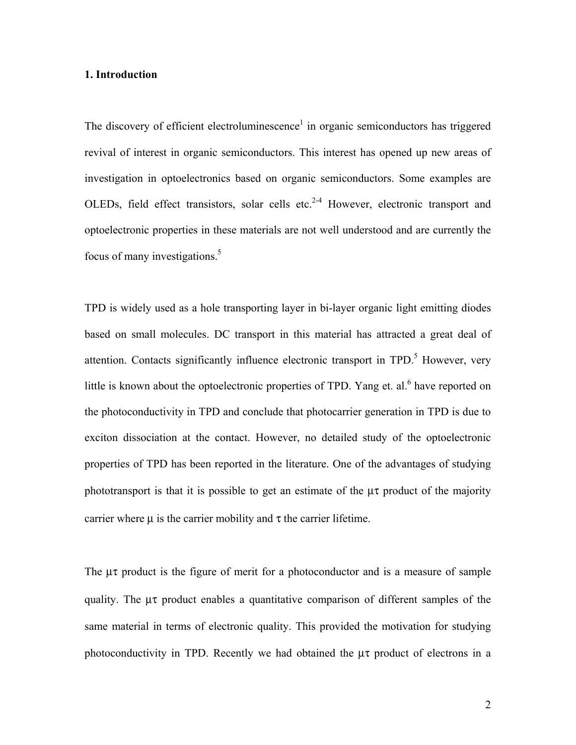## 1. Introduction

The discovery of efficient electroluminescence[1] in organic semiconductors has triggered revival of interest in organic semiconductors. This interest has opened up new areas of investigation in optoelectronics based on organic semiconductors. Some examples are OLEDs, field effect transistors, solar cells etc.[2-4] However, electronic transport and optoelectronic properties in these materials are not well understood and are currently the focus of many investigations.[5]

TPD is widely used as a hole transporting layer in bi-layer organic light emitting diodes based on small molecules. DC transport in this material has attracted a great deal of attention. Contacts significantly influence electronic transport in TPD.[5] However, very little is known about the optoelectronic properties of TPD. Yang et. al.[6] have reported on the photoconductivity in TPD and conclude that photocarrier generation in TPD is due to exciton dissociation at the contact. However, no detailed study of the optoelectronic properties of TPD has been reported in the literature. One of the advantages of studying phototransport is that it is possible to get an estimate of the $\mu\tau$ product of the majority carrier where $\mu$ is the carrier mobility and $\tau$ the carrier lifetime.

The $\mu\tau$ product is the figure of merit for a photoconductor and is a measure of sample quality. The $\mu\tau$ product enables a quantitative comparison of different samples of the same material in terms of electronic quality. This provided the motivation for studying photoconductivity in TPD. Recently we had obtained the $\mu\tau$ product of electrons in a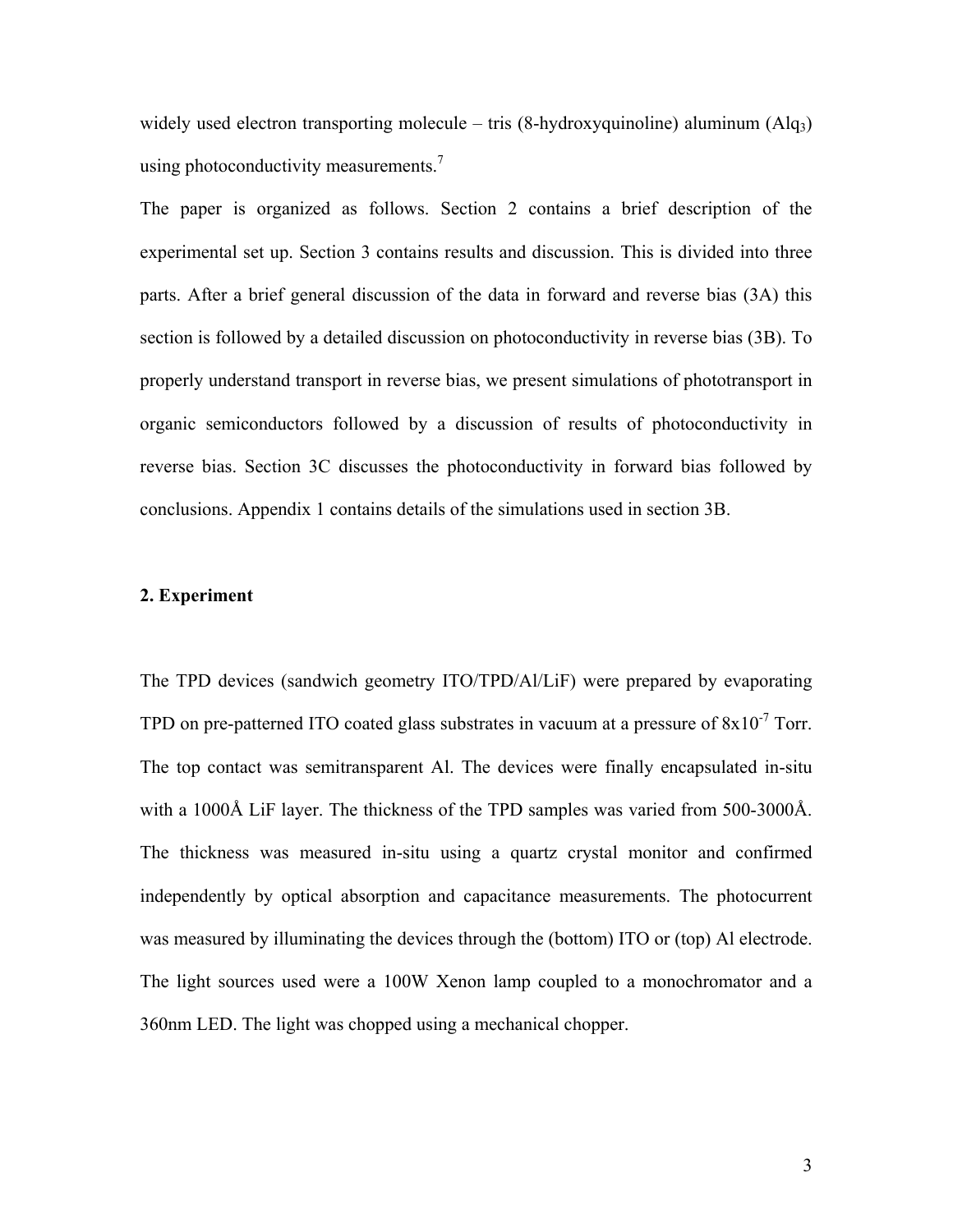widely used electron transporting molecule – tris (8-hydroxyquinoline) aluminum ($Alq_3$) using photoconductivity measurements.[7]

The paper is organized as follows. Section 2 contains a brief description of the experimental set up. Section 3 contains results and discussion. This is divided into three parts. After a brief general discussion of the data in forward and reverse bias (3A) this section is followed by a detailed discussion on photoconductivity in reverse bias (3B). To properly understand transport in reverse bias, we present simulations of phototransport in organic semiconductors followed by a discussion of results of photoconductivity in reverse bias. Section 3C discusses the photoconductivity in forward bias followed by conclusions. Appendix 1 contains details of the simulations used in section 3B.

## 2. Experiment

The TPD devices (sandwich geometry ITO/TPD/Al/LiF) were prepared by evaporating TPD on pre-patterned ITO coated glass substrates in vacuum at a pressure of $8 \times 10^{-7}$ Torr. The top contact was semitransparent Al. The devices were finally encapsulated in-situ with a 1000Å LiF layer. The thickness of the TPD samples was varied from 500-3000Å. The thickness was measured in-situ using a quartz crystal monitor and confirmed independently by optical absorption and capacitance measurements. The photocurrent was measured by illuminating the devices through the (bottom) ITO or (top) Al electrode. The light sources used were a 100W Xenon lamp coupled to a monochromator and a 360nm LED. The light was chopped using a mechanical chopper.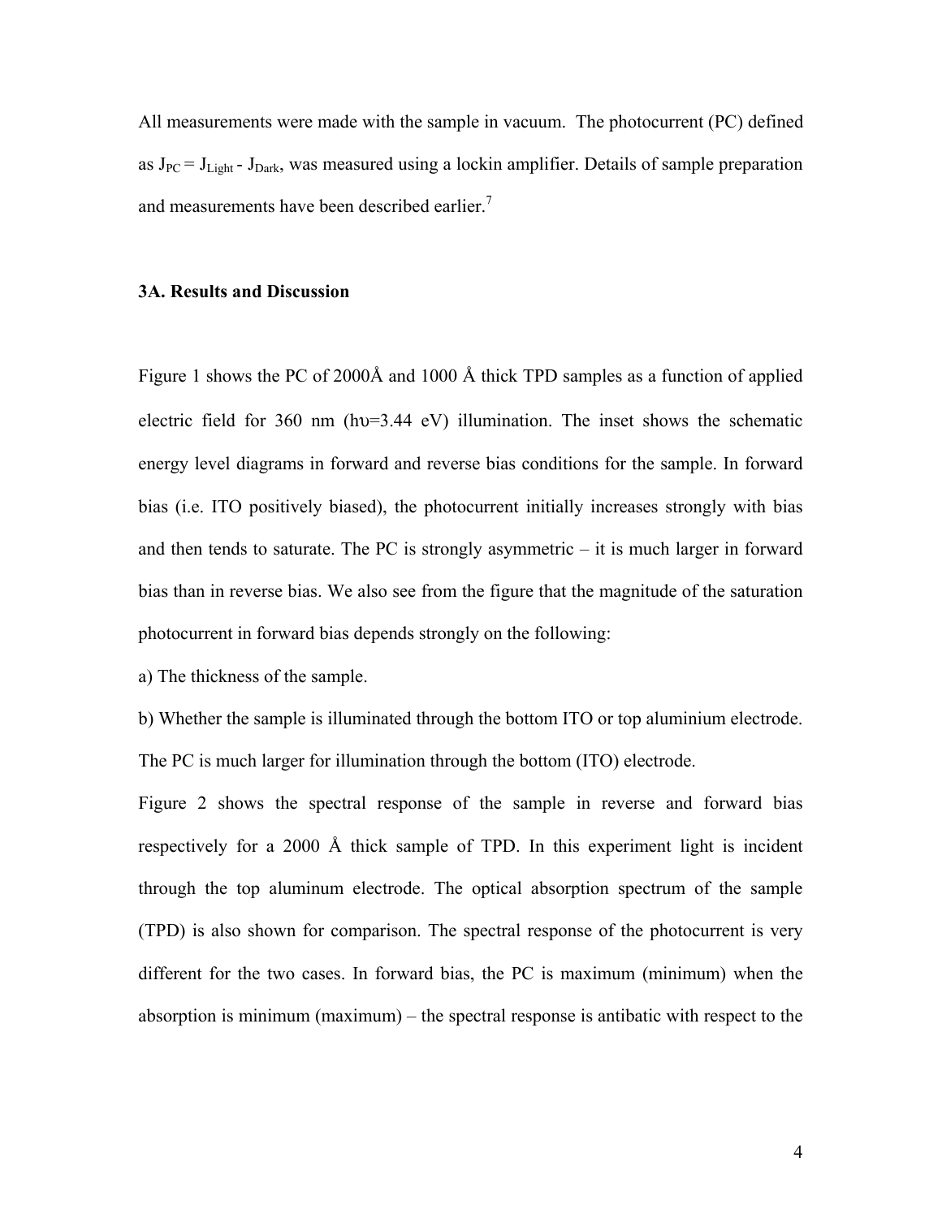All measurements were made with the sample in vacuum. The photocurrent (PC) defined as $J_{PC} = J_{Light} - J_{Dark}$, was measured using a lockin amplifier. Details of sample preparation and measurements have been described earlier.[7]

### 3A. Results and Discussion

Figure 1 shows the PC of 2000Å and 1000 Å thick TPD samples as a function of applied electric field for 360 nm ($h\upsilon$=3.44 eV) illumination. The inset shows the schematic energy level diagrams in forward and reverse bias conditions for the sample. In forward bias (i.e. ITO positively biased), the photocurrent initially increases strongly with bias and then tends to saturate. The PC is strongly asymmetric – it is much larger in forward bias than in reverse bias. We also see from the figure that the magnitude of the saturation photocurrent in forward bias depends strongly on the following:

a) The thickness of the sample.

b) Whether the sample is illuminated through the bottom ITO or top aluminium electrode. The PC is much larger for illumination through the bottom (ITO) electrode.

Figure 2 shows the spectral response of the sample in reverse and forward bias respectively for a 2000 Å thick sample of TPD. In this experiment light is incident through the top aluminum electrode. The optical absorption spectrum of the sample (TPD) is also shown for comparison. The spectral response of the photocurrent is very different for the two cases. In forward bias, the PC is maximum (minimum) when the absorption is minimum (maximum) – the spectral response is antibatic with respect to the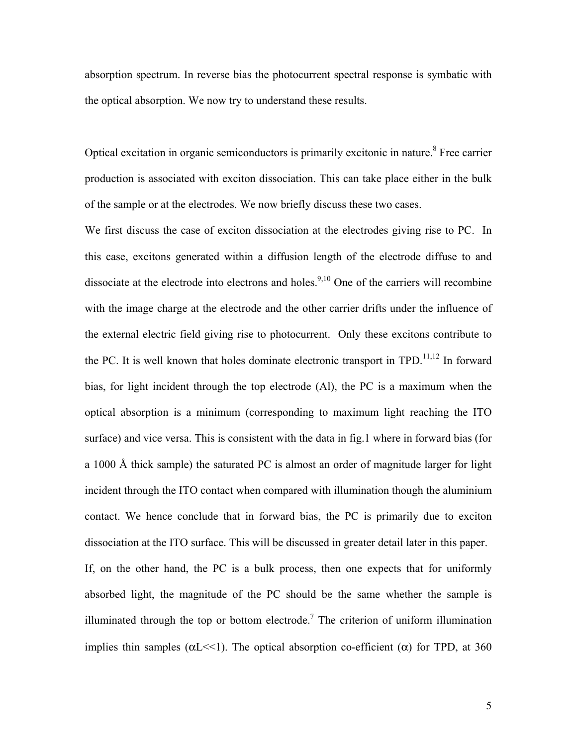absorption spectrum. In reverse bias the photocurrent spectral response is symbatic with the optical absorption. We now try to understand these results.

Optical excitation in organic semiconductors is primarily excitonic in nature.[8] Free carrier production is associated with exciton dissociation. This can take place either in the bulk of the sample or at the electrodes. We now briefly discuss these two cases.

We first discuss the case of exciton dissociation at the electrodes giving rise to PC. In this case, excitons generated within a diffusion length of the electrode diffuse to and dissociate at the electrode into electrons and holes.[9,10] One of the carriers will recombine with the image charge at the electrode and the other carrier drifts under the influence of the external electric field giving rise to photocurrent. Only these excitons contribute to the PC. It is well known that holes dominate electronic transport in TPD.[11,12] In forward bias, for light incident through the top electrode (Al), the PC is a maximum when the optical absorption is a minimum (corresponding to maximum light reaching the ITO surface) and vice versa. This is consistent with the data in fig.1 where in forward bias (for a 1000 Å thick sample) the saturated PC is almost an order of magnitude larger for light incident through the ITO contact when compared with illumination though the aluminium contact. We hence conclude that in forward bias, the PC is primarily due to exciton dissociation at the ITO surface. This will be discussed in greater detail later in this paper.

If, on the other hand, the PC is a bulk process, then one expects that for uniformly absorbed light, the magnitude of the PC should be the same whether the sample is illuminated through the top or bottom electrode.[7] The criterion of uniform illumination implies thin samples ($\alpha L \ll 1$). The optical absorption co-efficient ($\alpha$) for TPD, at 360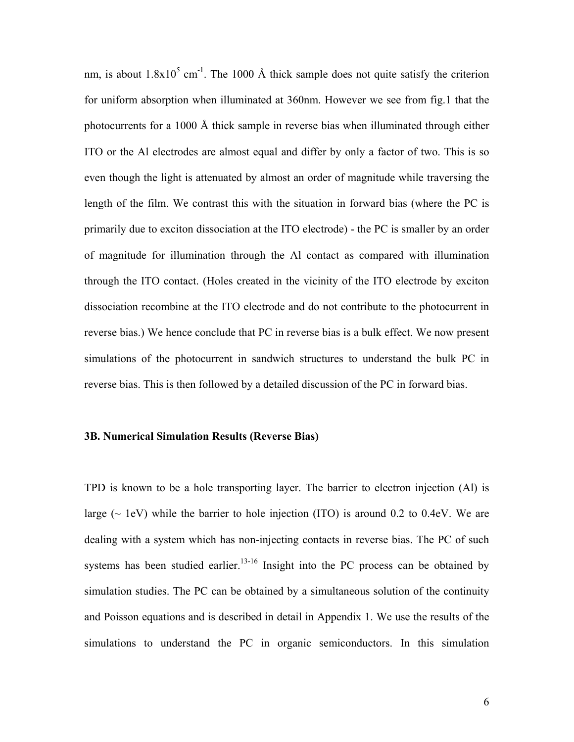nm, is about $1.8 \times 10^5$ $cm^{-1}$. The 1000 Å thick sample does not quite satisfy the criterion for uniform absorption when illuminated at 360nm. However we see from fig.1 that the photocurrents for a 1000 Å thick sample in reverse bias when illuminated through either ITO or the Al electrodes are almost equal and differ by only a factor of two. This is so even though the light is attenuated by almost an order of magnitude while traversing the length of the film. We contrast this with the situation in forward bias (where the PC is primarily due to exciton dissociation at the ITO electrode) - the PC is smaller by an order of magnitude for illumination through the Al contact as compared with illumination through the ITO contact. (Holes created in the vicinity of the ITO electrode by exciton dissociation recombine at the ITO electrode and do not contribute to the photocurrent in reverse bias.) We hence conclude that PC in reverse bias is a bulk effect. We now present simulations of the photocurrent in sandwich structures to understand the bulk PC in reverse bias. This is then followed by a detailed discussion of the PC in forward bias.

### 3B. Numerical Simulation Results (Reverse Bias)

TPD is known to be a hole transporting layer. The barrier to electron injection (Al) is large (~ 1eV) while the barrier to hole injection (ITO) is around 0.2 to 0.4eV. We are dealing with a system which has non-injecting contacts in reverse bias. The PC of such systems has been studied earlier.[13-16] Insight into the PC process can be obtained by simulation studies. The PC can be obtained by a simultaneous solution of the continuity and Poisson equations and is described in detail in Appendix 1. We use the results of the simulations to understand the PC in organic semiconductors. In this simulation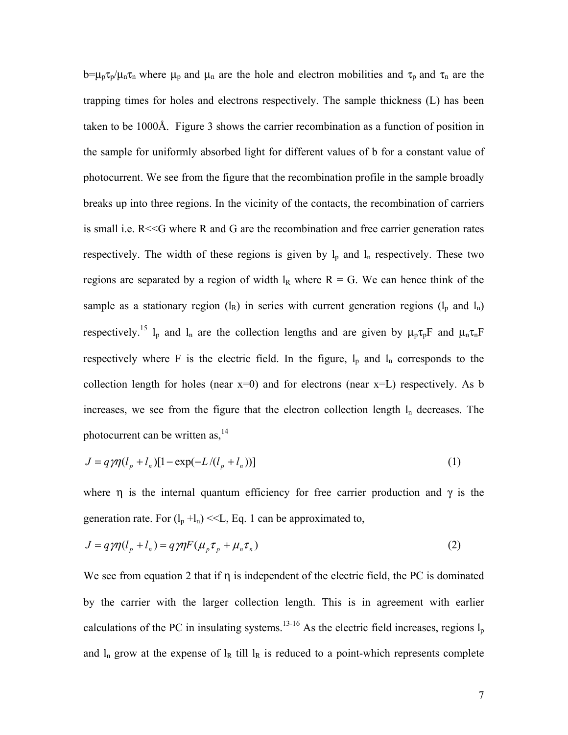$b=\mu_p\tau_p/\mu_n\tau_n$ where $\mu_p$ and $\mu_n$ are the hole and electron mobilities and $\tau_p$ and $\tau_n$ are the trapping times for holes and electrons respectively. The sample thickness (L) has been taken to be 1000Å. Figure 3 shows the carrier recombination as a function of position in the sample for uniformly absorbed light for different values of b for a constant value of photocurrent. We see from the figure that the recombination profile in the sample broadly breaks up into three regions. In the vicinity of the contacts, the recombination of carriers is small i.e. R<<G where R and G are the recombination and free carrier generation rates respectively. The width of these regions is given by $l_p$ and $l_n$ respectively. These two regions are separated by a region of width $l_R$ where R = G. We can hence think of the sample as a stationary region ($l_R$) in series with current generation regions ($l_p$ and $l_n$) respectively.[15] $l_p$ and $l_n$ are the collection lengths and are given by $\mu_p\tau_pF$ and $\mu_n\tau_nF$ respectively where F is the electric field. In the figure, $l_p$ and $l_n$ corresponds to the collection length for holes (near x=0) and for electrons (near x=L) respectively. As b increases, we see from the figure that the electron collection length $l_n$ decreases. The photocurrent can be written as,[14]

$$J = q\gamma\eta(l_p + l_n)[1 - \exp(-L/(l_p + l_n))] \tag{1}$$

where $\eta$ is the internal quantum efficiency for free carrier production and $\gamma$ is the generation rate. For ($l_p$ +$l_n$) <<L, Eq. 1 can be approximated to,

$$J = q\gamma\eta(l_p + l_n) = q\gamma\eta F(\mu_p\tau_p + \mu_n\tau_n) \tag{2}$$

We see from equation 2 that if $\eta$ is independent of the electric field, the PC is dominated by the carrier with the larger collection length. This is in agreement with earlier calculations of the PC in insulating systems.[13-16] As the electric field increases, regions $l_p$ and $l_n$ grow at the expense of $l_R$ till $l_R$ is reduced to a point-which represents complete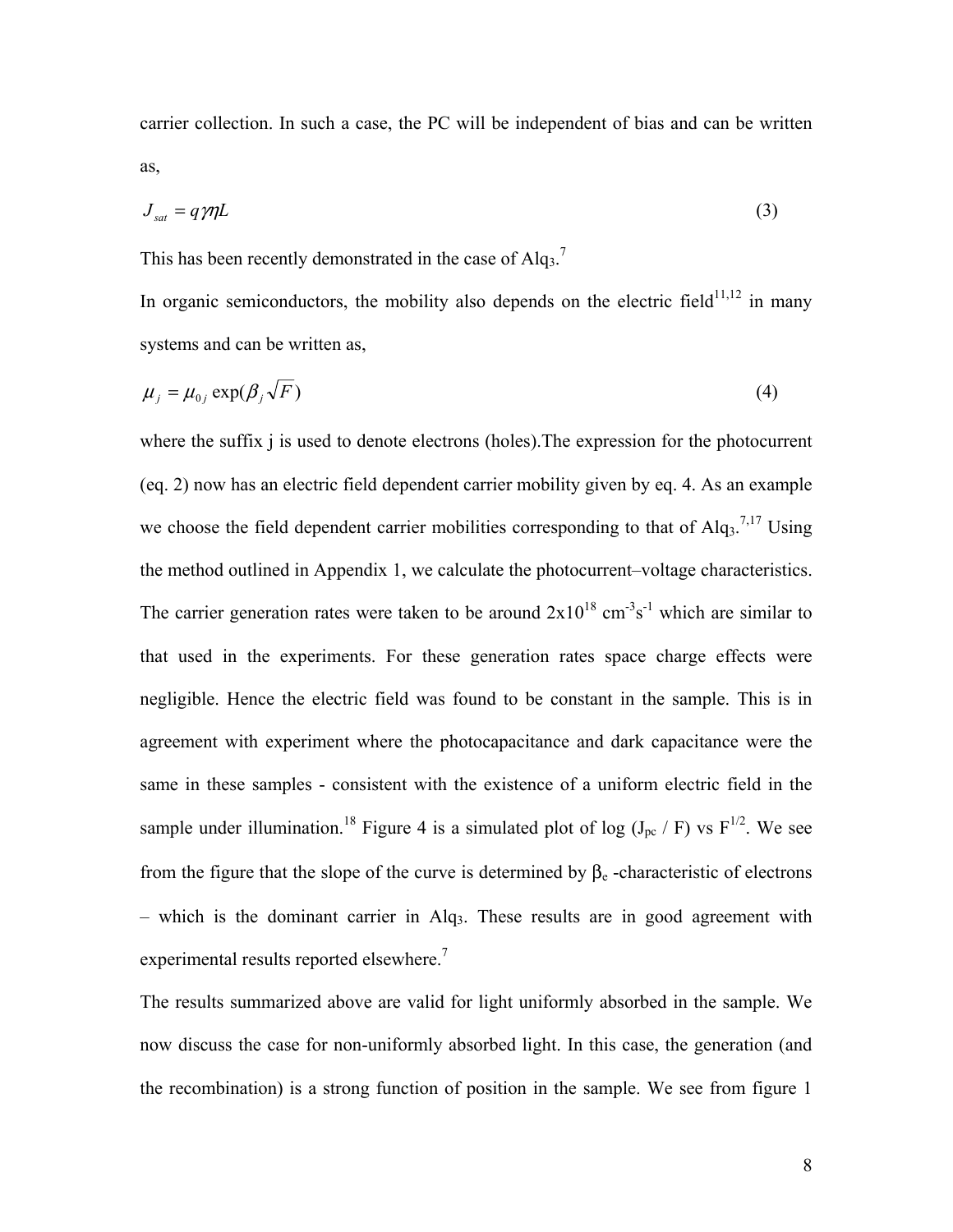carrier collection. In such a case, the PC will be independent of bias and can be written as,

$$J_{sat} = q\gamma\eta L \tag{3}$$

This has been recently demonstrated in the case of $Alq_3$.[7]

In organic semiconductors, the mobility also depends on the electric field[11,12] in many systems and can be written as,

$$\mu_j = \mu_{0j} \exp(\beta_j \sqrt{F}) \tag{4}$$

where the suffix j is used to denote electrons (holes).The expression for the photocurrent (eq. 2) now has an electric field dependent carrier mobility given by eq. 4. As an example we choose the field dependent carrier mobilities corresponding to that of $Alq_3$.[7,17] Using the method outlined in Appendix 1, we calculate the photocurrent–voltage characteristics. The carrier generation rates were taken to be around $2\text{x}10^{18}$ $cm^{-3}s^{-1}$ which are similar to that used in the experiments. For these generation rates space charge effects were negligible. Hence the electric field was found to be constant in the sample. This is in agreement with experiment where the photocapacitance and dark capacitance were the same in these samples - consistent with the existence of a uniform electric field in the sample under illumination.[18] Figure 4 is a simulated plot of log ($J_{pc}$ / F) vs $F^{1/2}$. We see from the figure that the slope of the curve is determined by $\beta_e$ -characteristic of electrons – which is the dominant carrier in $Alq_3$. These results are in good agreement with experimental results reported elsewhere.[7]

The results summarized above are valid for light uniformly absorbed in the sample. We now discuss the case for non-uniformly absorbed light. In this case, the generation (and the recombination) is a strong function of position in the sample. We see from figure 1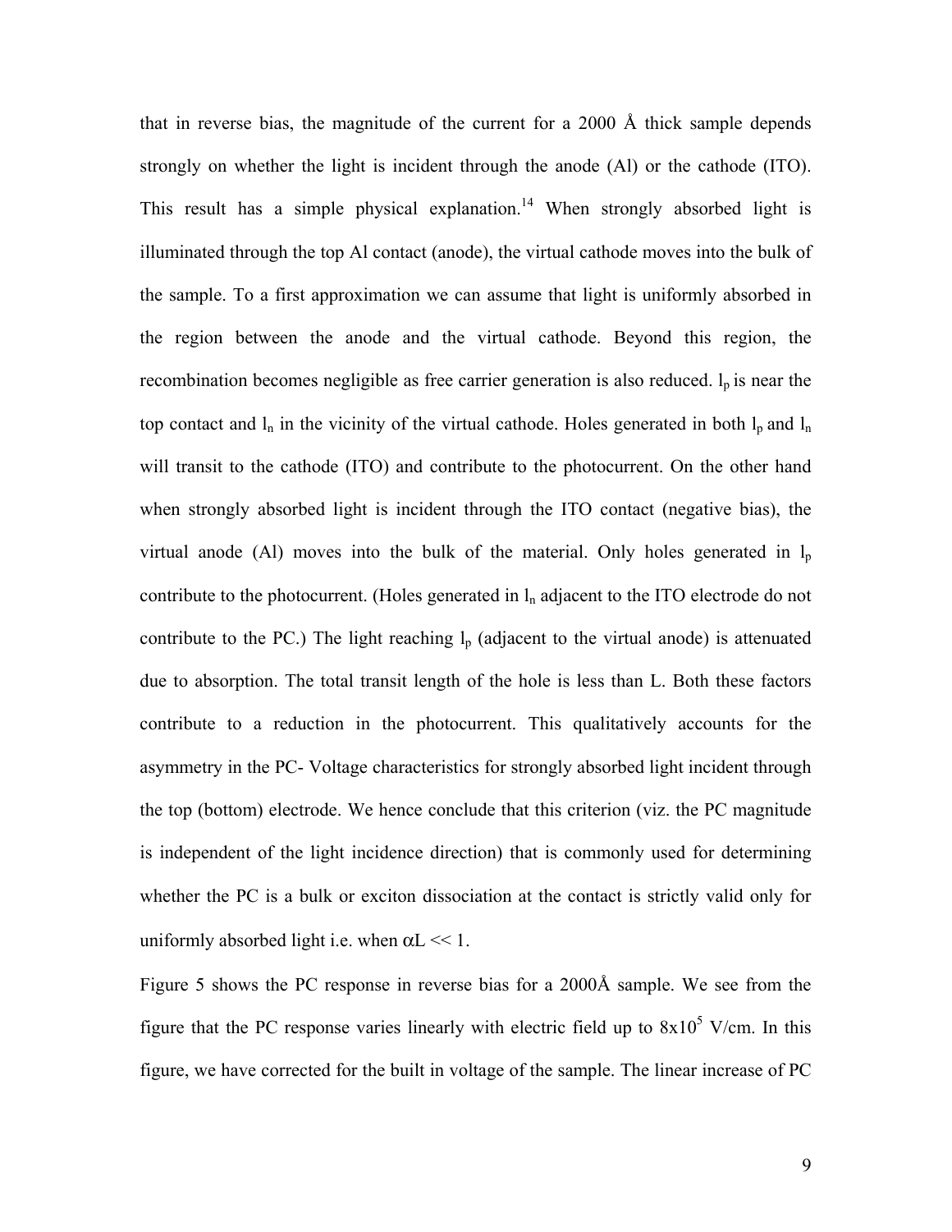that in reverse bias, the magnitude of the current for a 2000 Å thick sample depends strongly on whether the light is incident through the anode (Al) or the cathode (ITO). This result has a simple physical explanation.[14] When strongly absorbed light is illuminated through the top Al contact (anode), the virtual cathode moves into the bulk of the sample. To a first approximation we can assume that light is uniformly absorbed in the region between the anode and the virtual cathode. Beyond this region, the recombination becomes negligible as free carrier generation is also reduced. $l_p$ is near the top contact and $l_n$ in the vicinity of the virtual cathode. Holes generated in both $l_p$ and $l_n$ will transit to the cathode (ITO) and contribute to the photocurrent. On the other hand when strongly absorbed light is incident through the ITO contact (negative bias), the virtual anode (Al) moves into the bulk of the material. Only holes generated in $l_p$ contribute to the photocurrent. (Holes generated in $l_n$ adjacent to the ITO electrode do not contribute to the PC.) The light reaching $l_p$ (adjacent to the virtual anode) is attenuated due to absorption. The total transit length of the hole is less than L. Both these factors contribute to a reduction in the photocurrent. This qualitatively accounts for the asymmetry in the PC- Voltage characteristics for strongly absorbed light incident through the top (bottom) electrode. We hence conclude that this criterion (viz. the PC magnitude is independent of the light incidence direction) that is commonly used for determining whether the PC is a bulk or exciton dissociation at the contact is strictly valid only for uniformly absorbed light i.e. when $\alpha L << 1$.

Figure 5 shows the PC response in reverse bias for a 2000Å sample. We see from the figure that the PC response varies linearly with electric field up to $8\times10^5$ V/cm. In this figure, we have corrected for the built in voltage of the sample. The linear increase of PC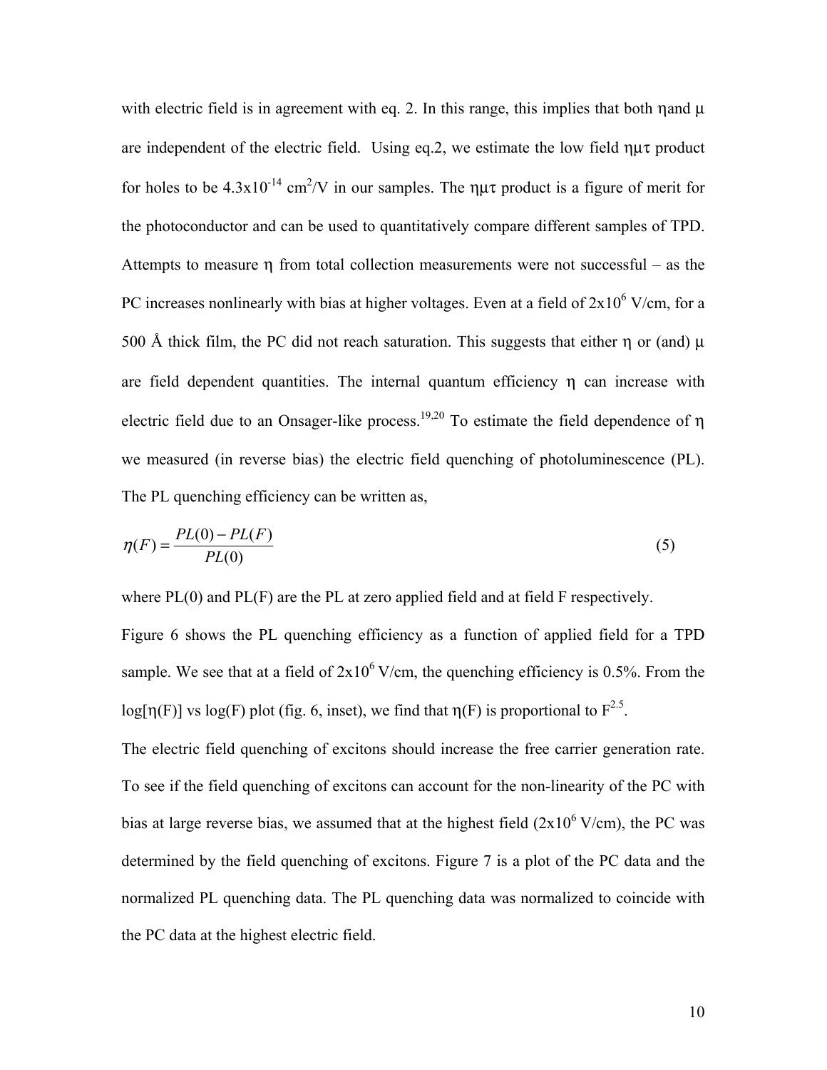with electric field is in agreement with eq. 2. In this range, this implies that both $\eta$ and $\mu$ are independent of the electric field. Using eq.2, we estimate the low field $\eta\mu\tau$ product for holes to be $4.3 \times 10^{-14}$ cm$^2$/V in our samples. The $\eta\mu\tau$ product is a figure of merit for the photoconductor and can be used to quantitatively compare different samples of TPD. Attempts to measure $\eta$ from total collection measurements were not successful – as the PC increases nonlinearly with bias at higher voltages. Even at a field of $2 \times 10^6$ V/cm, for a 500 Å thick film, the PC did not reach saturation. This suggests that either $\eta$ or (and) $\mu$ are field dependent quantities. The internal quantum efficiency $\eta$ can increase with electric field due to an Onsager-like process.[19,20] To estimate the field dependence of $\eta$ we measured (in reverse bias) the electric field quenching of photoluminescence (PL). The PL quenching efficiency can be written as,

$$\eta(F) = \frac{PL(0) - PL(F)}{PL(0)} \tag{5}$$

where PL(0) and PL(F) are the PL at zero applied field and at field F respectively.

Figure 6 shows the PL quenching efficiency as a function of applied field for a TPD sample. We see that at a field of $2 \times 10^6$ V/cm, the quenching efficiency is 0.5%. From the $\log[\eta(F)]$ vs $\log(F)$ plot (fig. 6, inset), we find that $\eta(F)$ is proportional to $F^{2.5}$.

The electric field quenching of excitons should increase the free carrier generation rate. To see if the field quenching of excitons can account for the non-linearity of the PC with bias at large reverse bias, we assumed that at the highest field ($2 \times 10^6$ V/cm), the PC was determined by the field quenching of excitons. Figure 7 is a plot of the PC data and the normalized PL quenching data. The PL quenching data was normalized to coincide with the PC data at the highest electric field.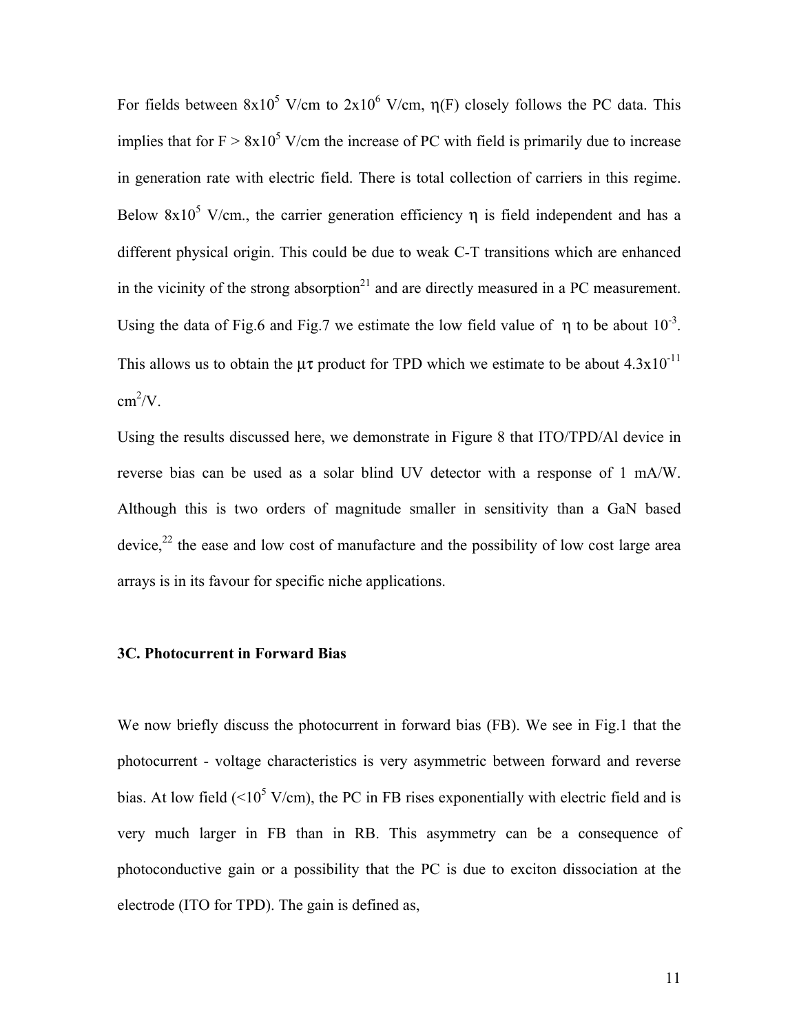For fields between $8\times10^5$ V/cm to $2\times10^6$ V/cm, $\eta(F)$ closely follows the PC data. This implies that for $F > 8\times10^5$ V/cm the increase of PC with field is primarily due to increase in generation rate with electric field. There is total collection of carriers in this regime. Below $8\times10^5$ V/cm., the carrier generation efficiency $\eta$ is field independent and has a different physical origin. This could be due to weak C-T transitions which are enhanced in the vicinity of the strong absorption[21] and are directly measured in a PC measurement. Using the data of Fig.6 and Fig.7 we estimate the low field value of $\eta$ to be about $10^{-3}$. This allows us to obtain the $\mu\tau$ product for TPD which we estimate to be about $4.3\times10^{-11}$ $cm^2/V$.

Using the results discussed here, we demonstrate in Figure 8 that ITO/TPD/Al device in reverse bias can be used as a solar blind UV detector with a response of 1 mA/W. Although this is two orders of magnitude smaller in sensitivity than a GaN based device,[22] the ease and low cost of manufacture and the possibility of low cost large area arrays is in its favour for specific niche applications.

### 3C. Photocurrent in Forward Bias

We now briefly discuss the photocurrent in forward bias (FB). We see in Fig.1 that the photocurrent - voltage characteristics is very asymmetric between forward and reverse bias. At low field ($<10^5$ V/cm), the PC in FB rises exponentially with electric field and is very much larger in FB than in RB. This asymmetry can be a consequence of photoconductive gain or a possibility that the PC is due to exciton dissociation at the electrode (ITO for TPD). The gain is defined as,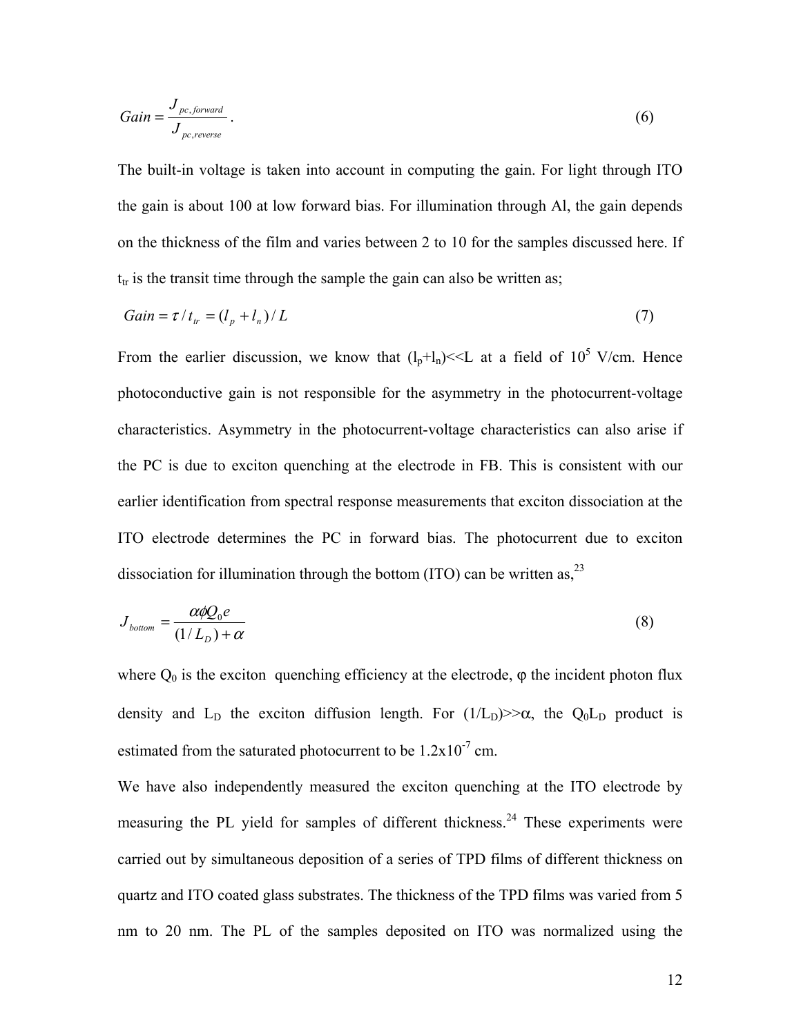$$Gain = \frac{J_{pc,forward}}{J_{pc,reverse}}. \tag{6}$$

The built-in voltage is taken into account in computing the gain. For light through ITO the gain is about 100 at low forward bias. For illumination through Al, the gain depends on the thickness of the film and varies between 2 to 10 for the samples discussed here. If $t_{tr}$ is the transit time through the sample the gain can also be written as;

$$Gain = \tau / t_{tr} = (l_p + l_n)/L \tag{7}$$

From the earlier discussion, we know that $(l_p+l_n) \ll L$ at a field of $10^5$ V/cm. Hence photoconductive gain is not responsible for the asymmetry in the photocurrent-voltage characteristics. Asymmetry in the photocurrent-voltage characteristics can also arise if the PC is due to exciton quenching at the electrode in FB. This is consistent with our earlier identification from spectral response measurements that exciton dissociation at the ITO electrode determines the PC in forward bias. The photocurrent due to exciton dissociation for illumination through the bottom (ITO) can be written as,[23]

$$J_{bottom} = \frac{\alpha \phi Q_0 e}{(1/L_D) + \alpha} \tag{8}$$

where $Q_0$ is the exciton quenching efficiency at the electrode, φ the incident photon flux density and $L_D$ the exciton diffusion length. For $(1/L_D) \gg \alpha$, the $Q_0 L_D$ product is estimated from the saturated photocurrent to be $1.2\text{x}10^{-7}$ cm.

We have also independently measured the exciton quenching at the ITO electrode by measuring the PL yield for samples of different thickness.[24] These experiments were carried out by simultaneous deposition of a series of TPD films of different thickness on quartz and ITO coated glass substrates. The thickness of the TPD films was varied from 5 nm to 20 nm. The PL of the samples deposited on ITO was normalized using the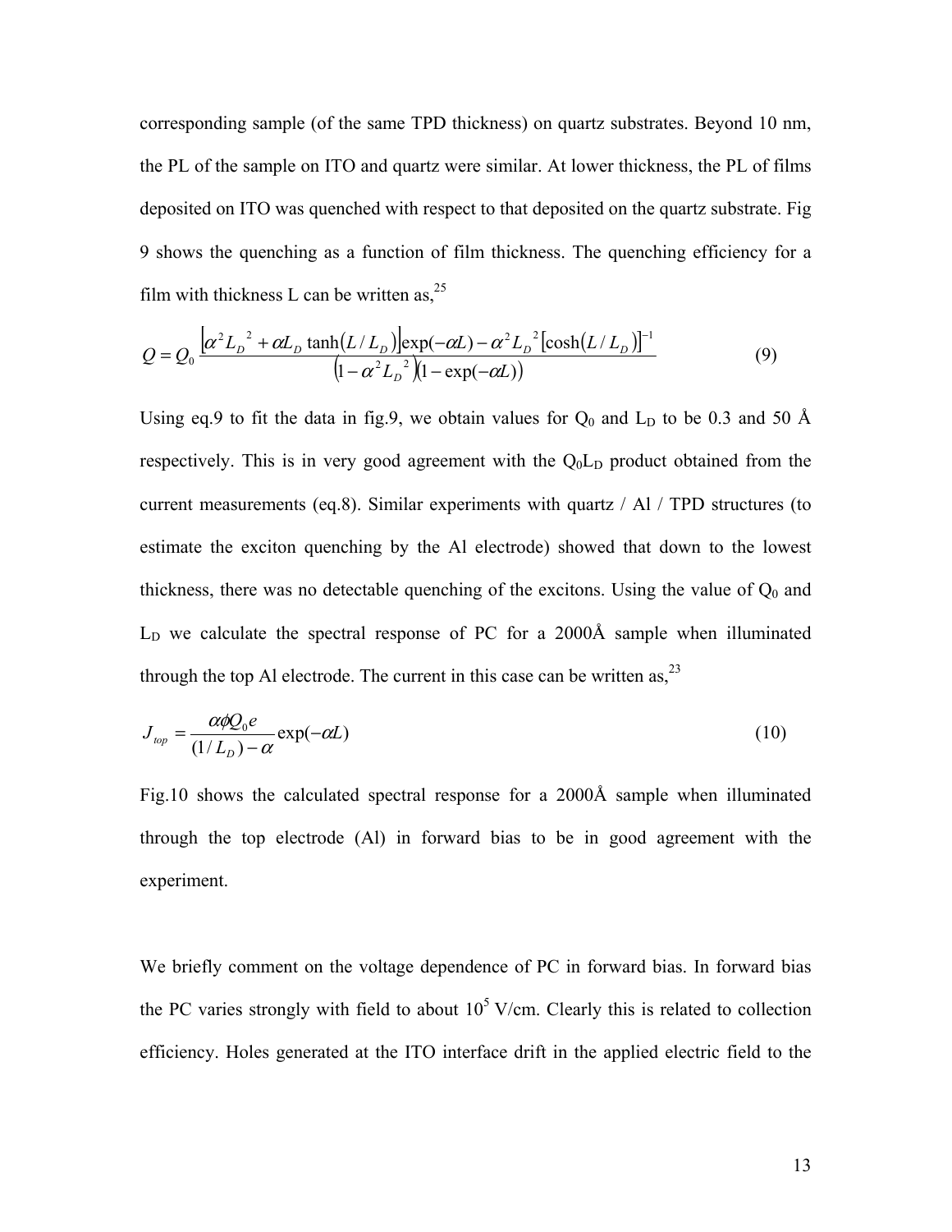corresponding sample (of the same TPD thickness) on quartz substrates. Beyond 10 nm, the PL of the sample on ITO and quartz were similar. At lower thickness, the PL of films deposited on ITO was quenched with respect to that deposited on the quartz substrate. Fig 9 shows the quenching as a function of film thickness. The quenching efficiency for a film with thickness L can be written as,[25]

$$Q = Q_0 \frac{\left[\alpha^2 L_D{}^2 + \alpha L_D \tanh(L/L_D)\right]\exp(-\alpha L) - \alpha^2 L_D{}^2\left[\cosh(L/L_D)\right]^{-1}}{\left(1-\alpha^2 L_D{}^2\right)\left(1-\exp(-\alpha L)\right)} \qquad (9)$$

Using eq.9 to fit the data in fig.9, we obtain values for $Q_0$ and $L_D$ to be 0.3 and 50 Å respectively. This is in very good agreement with the $Q_0L_D$ product obtained from the current measurements (eq.8). Similar experiments with quartz / Al / TPD structures (to estimate the exciton quenching by the Al electrode) showed that down to the lowest thickness, there was no detectable quenching of the excitons. Using the value of $Q_0$ and $L_D$ we calculate the spectral response of PC for a 2000Å sample when illuminated through the top Al electrode. The current in this case can be written as,[23]

$$J_{top} = \frac{\alpha \phi Q_0 e}{(1/L_D) - \alpha}\exp(-\alpha L) \qquad (10)$$

Fig.10 shows the calculated spectral response for a 2000Å sample when illuminated through the top electrode (Al) in forward bias to be in good agreement with the experiment.

We briefly comment on the voltage dependence of PC in forward bias. In forward bias the PC varies strongly with field to about $10^5$ V/cm. Clearly this is related to collection efficiency. Holes generated at the ITO interface drift in the applied electric field to the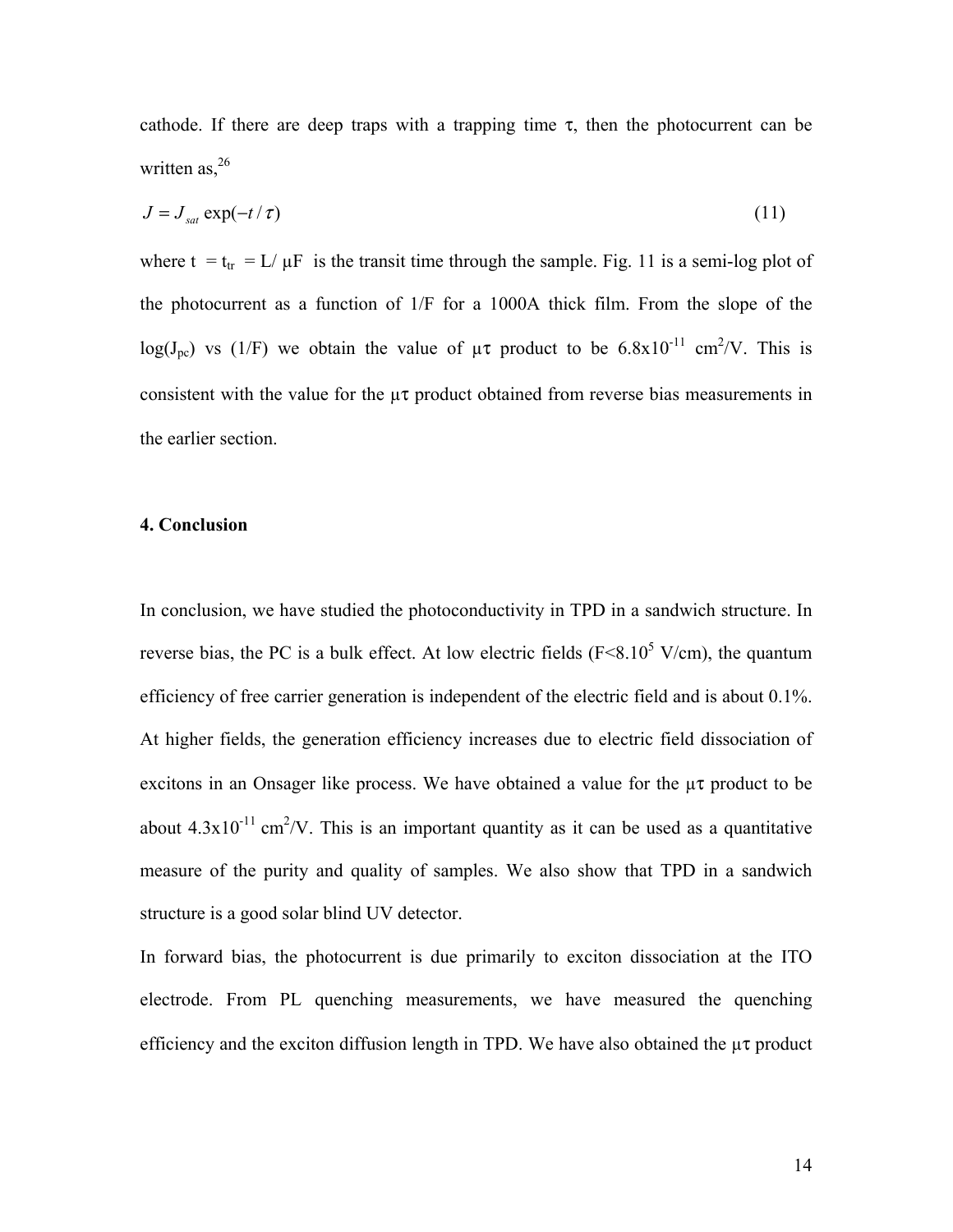cathode. If there are deep traps with a trapping time $\tau$, then the photocurrent can be written as,[26]

$$J = J_{sat} \exp(-t/\tau) \tag{11}$$

where $t = t_{tr} = L/\mu F$ is the transit time through the sample. Fig. 11 is a semi-log plot of the photocurrent as a function of 1/F for a 1000A thick film. From the slope of the $\log(J_{pc})$ vs $(1/F)$ we obtain the value of $\mu\tau$ product to be $6.8 \times 10^{-11}$ cm$^2$/V. This is consistent with the value for the $\mu\tau$ product obtained from reverse bias measurements in the earlier section.

## 4. Conclusion

In conclusion, we have studied the photoconductivity in TPD in a sandwich structure. In reverse bias, the PC is a bulk effect. At low electric fields ($F < 8.10^5$ V/cm), the quantum efficiency of free carrier generation is independent of the electric field and is about 0.1%. At higher fields, the generation efficiency increases due to electric field dissociation of excitons in an Onsager like process. We have obtained a value for the $\mu\tau$ product to be about $4.3 \times 10^{-11}$ cm$^2$/V. This is an important quantity as it can be used as a quantitative measure of the purity and quality of samples. We also show that TPD in a sandwich structure is a good solar blind UV detector.

In forward bias, the photocurrent is due primarily to exciton dissociation at the ITO electrode. From PL quenching measurements, we have measured the quenching efficiency and the exciton diffusion length in TPD. We have also obtained the $\mu\tau$ product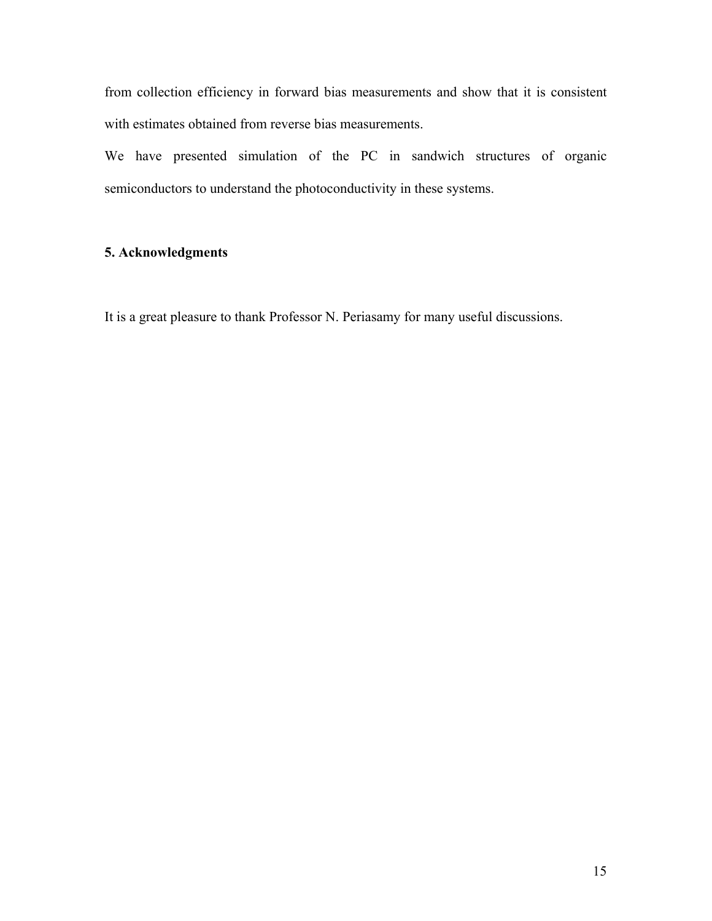from collection efficiency in forward bias measurements and show that it is consistent with estimates obtained from reverse bias measurements.

We have presented simulation of the PC in sandwich structures of organic semiconductors to understand the photoconductivity in these systems.

## 5. Acknowledgments

It is a great pleasure to thank Professor N. Periasamy for many useful discussions.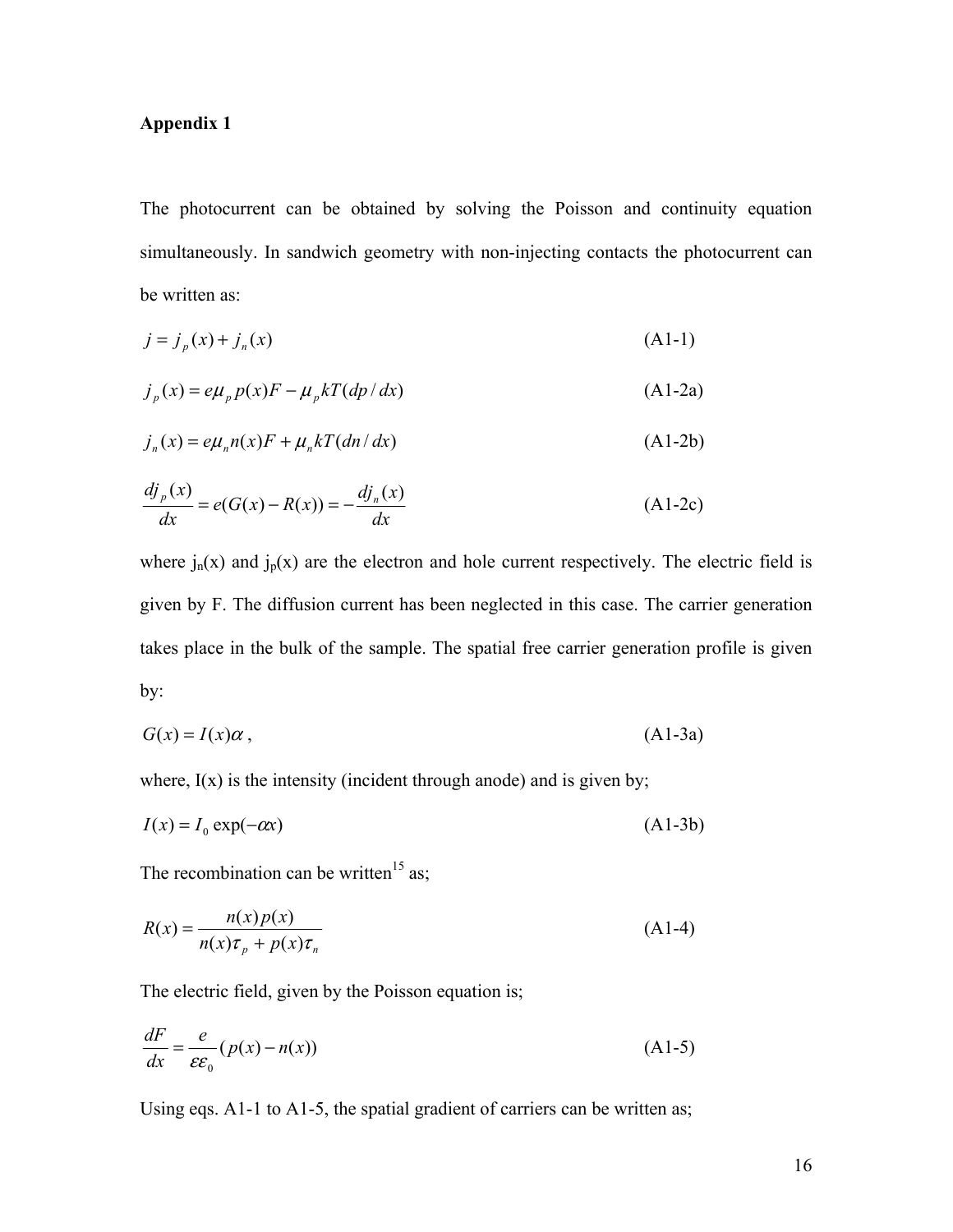**Appendix 1**

The photocurrent can be obtained by solving the Poisson and continuity equation simultaneously. In sandwich geometry with non-injecting contacts the photocurrent can be written as:

$$j = j_p(x) + j_n(x) \tag{A1-1}$$

$$j_p(x) = e\mu_p p(x)F - \mu_p kT(dp/dx) \tag{A1-2a}$$

$$j_n(x) = e\mu_n n(x)F + \mu_n kT(dn/dx) \tag{A1-2b}$$

$$\frac{dj_p(x)}{dx} = e(G(x) - R(x)) = -\frac{dj_n(x)}{dx} \tag{A1-2c}$$

where $j_n(x)$ and $j_p(x)$ are the electron and hole current respectively. The electric field is given by F. The diffusion current has been neglected in this case. The carrier generation takes place in the bulk of the sample. The spatial free carrier generation profile is given by:

$$G(x) = I(x)\alpha\,, \tag{A1-3a}$$

where, I(x) is the intensity (incident through anode) and is given by;

$$I(x) = I_0 \exp(-\alpha x) \tag{A1-3b}$$

The recombination can be written[15] as;

$$R(x) = \frac{n(x)p(x)}{n(x)\tau_p + p(x)\tau_n} \tag{A1-4}$$

The electric field, given by the Poisson equation is;

$$\frac{dF}{dx} = \frac{e}{\varepsilon\varepsilon_0}(p(x) - n(x)) \tag{A1-5}$$

Using eqs. A1-1 to A1-5, the spatial gradient of carriers can be written as;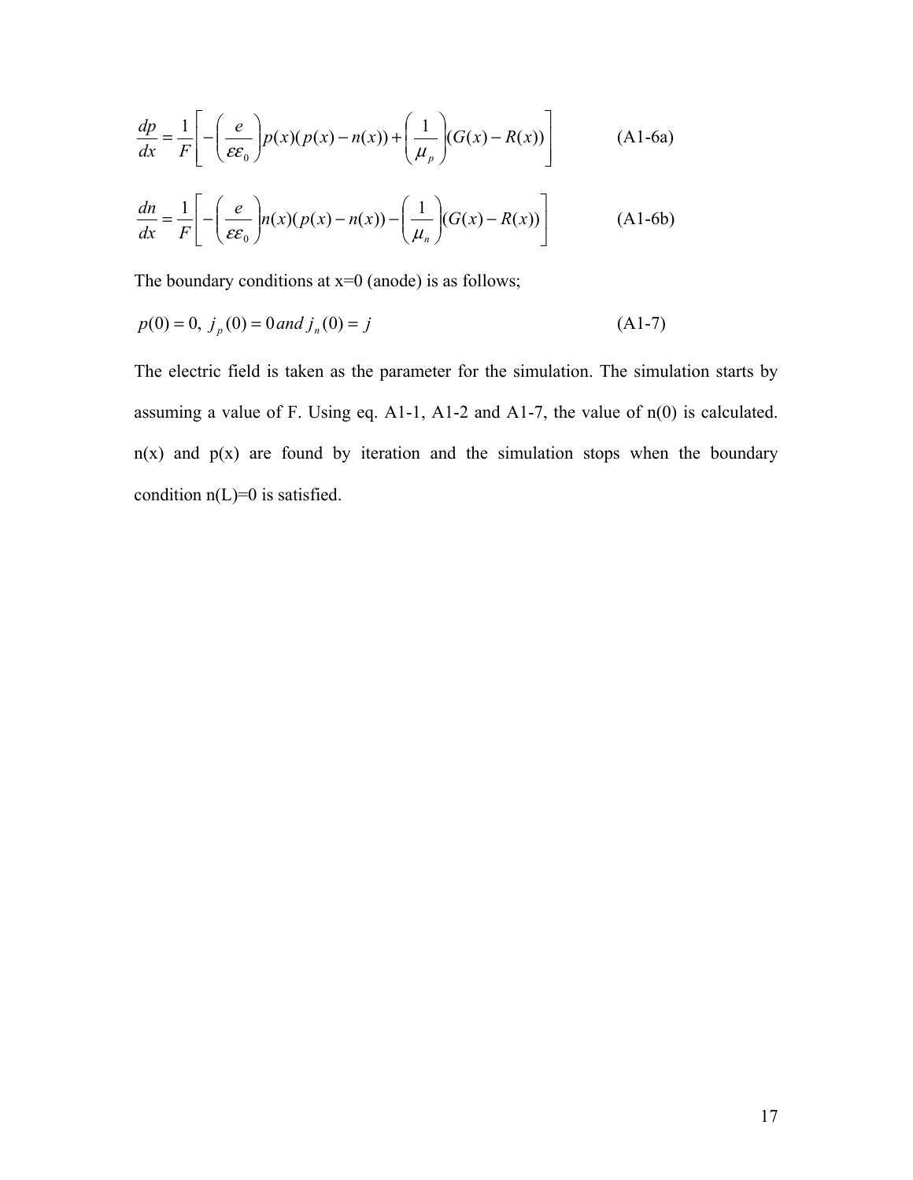$$\frac{dp}{dx} = \frac{1}{F}\left[ -\left(\frac{e}{\varepsilon\varepsilon_0}\right) p(x)(p(x) - n(x)) + \left(\frac{1}{\mu_p}\right)(G(x) - R(x)) \right] \tag{A1-6a}$$

$$\frac{dn}{dx} = \frac{1}{F}\left[ -\left(\frac{e}{\varepsilon\varepsilon_0}\right) n(x)(p(x) - n(x)) - \left(\frac{1}{\mu_n}\right)(G(x) - R(x)) \right] \tag{A1-6b}$$

The boundary conditions at x=0 (anode) is as follows;

$$p(0) = 0,\ j_p(0) = 0 \, and \, j_n(0) = j \tag{A1-7}$$

The electric field is taken as the parameter for the simulation. The simulation starts by assuming a value of F. Using eq. A1-1, A1-2 and A1-7, the value of n(0) is calculated. n(x) and p(x) are found by iteration and the simulation stops when the boundary condition n(L)=0 is satisfied.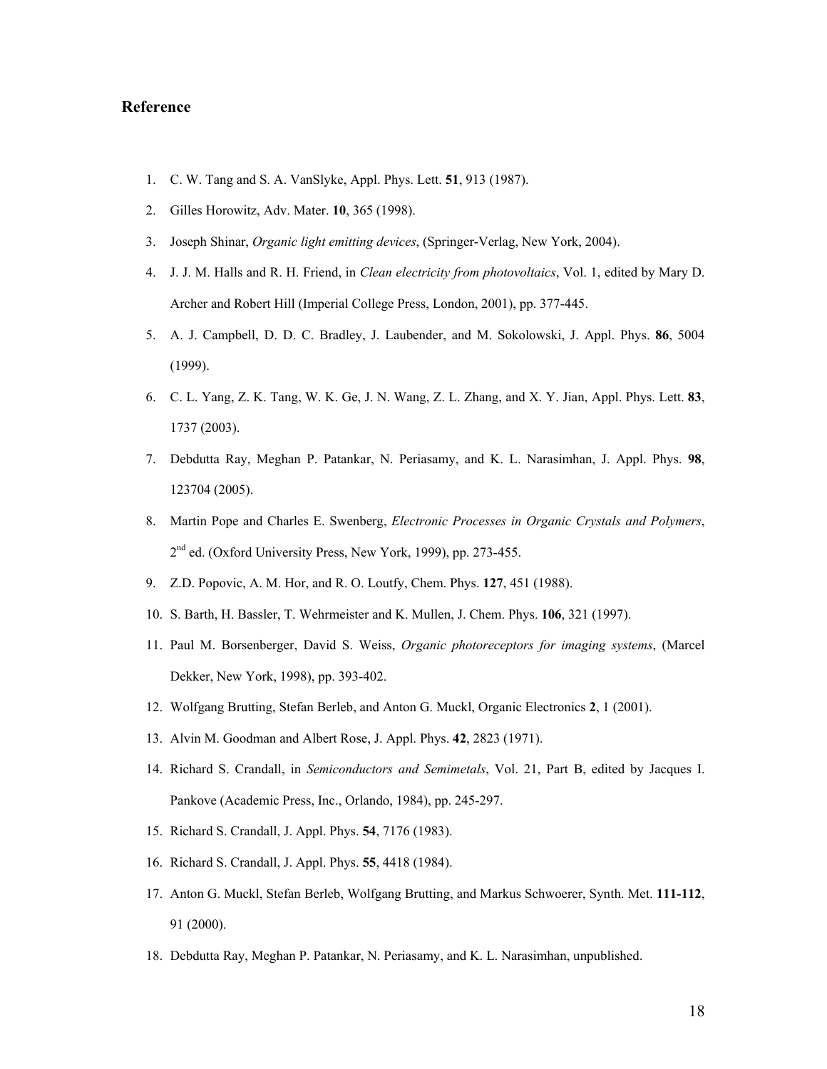## Reference

1. C. W. Tang and S. A. VanSlyke, Appl. Phys. Lett. **51**, 913 (1987).
2. Gilles Horowitz, Adv. Mater. **10**, 365 (1998).
3. Joseph Shinar, *Organic light emitting devices*, (Springer-Verlag, New York, 2004).
4. J. J. M. Halls and R. H. Friend, in *Clean electricity from photovoltaics*, Vol. 1, edited by Mary D. Archer and Robert Hill (Imperial College Press, London, 2001), pp. 377-445.
5. A. J. Campbell, D. D. C. Bradley, J. Laubender, and M. Sokolowski, J. Appl. Phys. **86**, 5004 (1999).
6. C. L. Yang, Z. K. Tang, W. K. Ge, J. N. Wang, Z. L. Zhang, and X. Y. Jian, Appl. Phys. Lett. **83**, 1737 (2003).
7. Debdutta Ray, Meghan P. Patankar, N. Periasamy, and K. L. Narasimhan, J. Appl. Phys. **98**, 123704 (2005).
8. Martin Pope and Charles E. Swenberg, *Electronic Processes in Organic Crystals and Polymers*, 2nd ed. (Oxford University Press, New York, 1999), pp. 273-455.
9. Z.D. Popovic, A. M. Hor, and R. O. Loutfy, Chem. Phys. **127**, 451 (1988).
10. S. Barth, H. Bassler, T. Wehrmeister and K. Mullen, J. Chem. Phys. **106**, 321 (1997).
11. Paul M. Borsenberger, David S. Weiss, *Organic photoreceptors for imaging systems*, (Marcel Dekker, New York, 1998), pp. 393-402.
12. Wolfgang Brutting, Stefan Berleb, and Anton G. Muckl, Organic Electronics **2**, 1 (2001).
13. Alvin M. Goodman and Albert Rose, J. Appl. Phys. **42**, 2823 (1971).
14. Richard S. Crandall, in *Semiconductors and Semimetals*, Vol. 21, Part B, edited by Jacques I. Pankove (Academic Press, Inc., Orlando, 1984), pp. 245-297.
15. Richard S. Crandall, J. Appl. Phys. **54**, 7176 (1983).
16. Richard S. Crandall, J. Appl. Phys. **55**, 4418 (1984).
17. Anton G. Muckl, Stefan Berleb, Wolfgang Brutting, and Markus Schwoerer, Synth. Met. **111-112**, 91 (2000).
18. Debdutta Ray, Meghan P. Patankar, N. Periasamy, and K. L. Narasimhan, unpublished.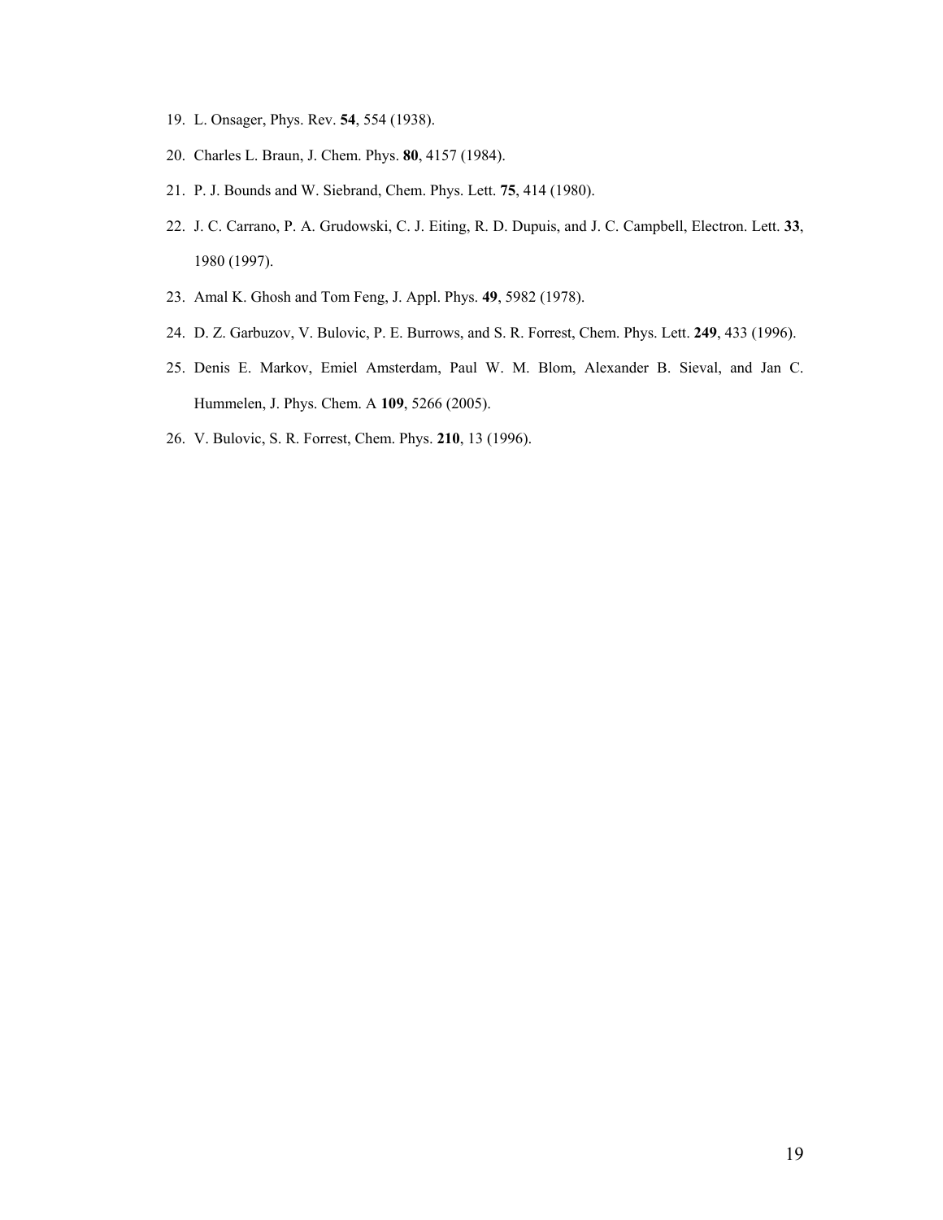19. L. Onsager, Phys. Rev. **54**, 554 (1938).
20. Charles L. Braun, J. Chem. Phys. **80**, 4157 (1984).
21. P. J. Bounds and W. Siebrand, Chem. Phys. Lett. **75**, 414 (1980).
22. J. C. Carrano, P. A. Grudowski, C. J. Eiting, R. D. Dupuis, and J. C. Campbell, Electron. Lett. **33**, 1980 (1997).
23. Amal K. Ghosh and Tom Feng, J. Appl. Phys. **49**, 5982 (1978).
24. D. Z. Garbuzov, V. Bulovic, P. E. Burrows, and S. R. Forrest, Chem. Phys. Lett. **249**, 433 (1996).
25. Denis E. Markov, Emiel Amsterdam, Paul W. M. Blom, Alexander B. Sieval, and Jan C. Hummelen, J. Phys. Chem. A **109**, 5266 (2005).
26. V. Bulovic, S. R. Forrest, Chem. Phys. **210**, 13 (1996).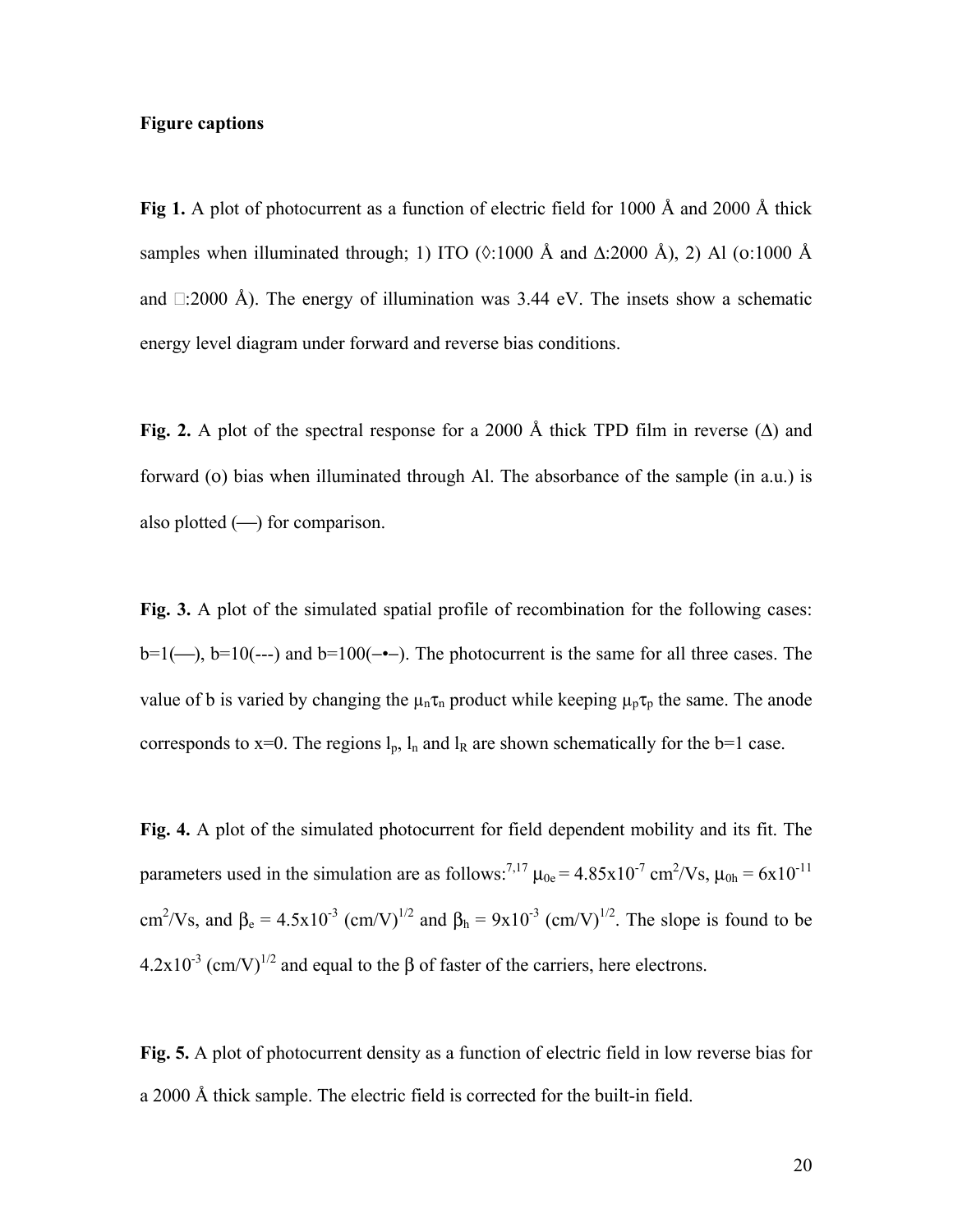**Figure captions**

**Fig 1.** A plot of photocurrent as a function of electric field for 1000 Å and 2000 Å thick samples when illuminated through; 1) ITO (◊:1000 Å and Δ:2000 Å), 2) Al (o:1000 Å and □:2000 Å). The energy of illumination was 3.44 eV. The insets show a schematic energy level diagram under forward and reverse bias conditions.

**Fig. 2.** A plot of the spectral response for a 2000 Å thick TPD film in reverse (Δ) and forward (o) bias when illuminated through Al. The absorbance of the sample (in a.u.) is also plotted (—) for comparison.

**Fig. 3.** A plot of the simulated spatial profile of recombination for the following cases: b=1(—), b=10(---) and b=100(–•–). The photocurrent is the same for all three cases. The value of b is varied by changing the $\mu_n\tau_n$ product while keeping $\mu_p\tau_p$ the same. The anode corresponds to x=0. The regions $l_p$, $l_n$ and $l_R$ are shown schematically for the b=1 case.

**Fig. 4.** A plot of the simulated photocurrent for field dependent mobility and its fit. The parameters used in the simulation are as follows:[7,17] $\mu_{0e} = 4.85\text{x}10^{-7}$ cm$^2$/Vs, $\mu_{0h} = 6\text{x}10^{-11}$ cm$^2$/Vs, and $\beta_e = 4.5\text{x}10^{-3}$ (cm/V)$^{1/2}$ and $\beta_h = 9\text{x}10^{-3}$ (cm/V)$^{1/2}$. The slope is found to be $4.2\text{x}10^{-3}$ (cm/V)$^{1/2}$ and equal to the $\beta$ of faster of the carriers, here electrons.

**Fig. 5.** A plot of photocurrent density as a function of electric field in low reverse bias for a 2000 Å thick sample. The electric field is corrected for the built-in field.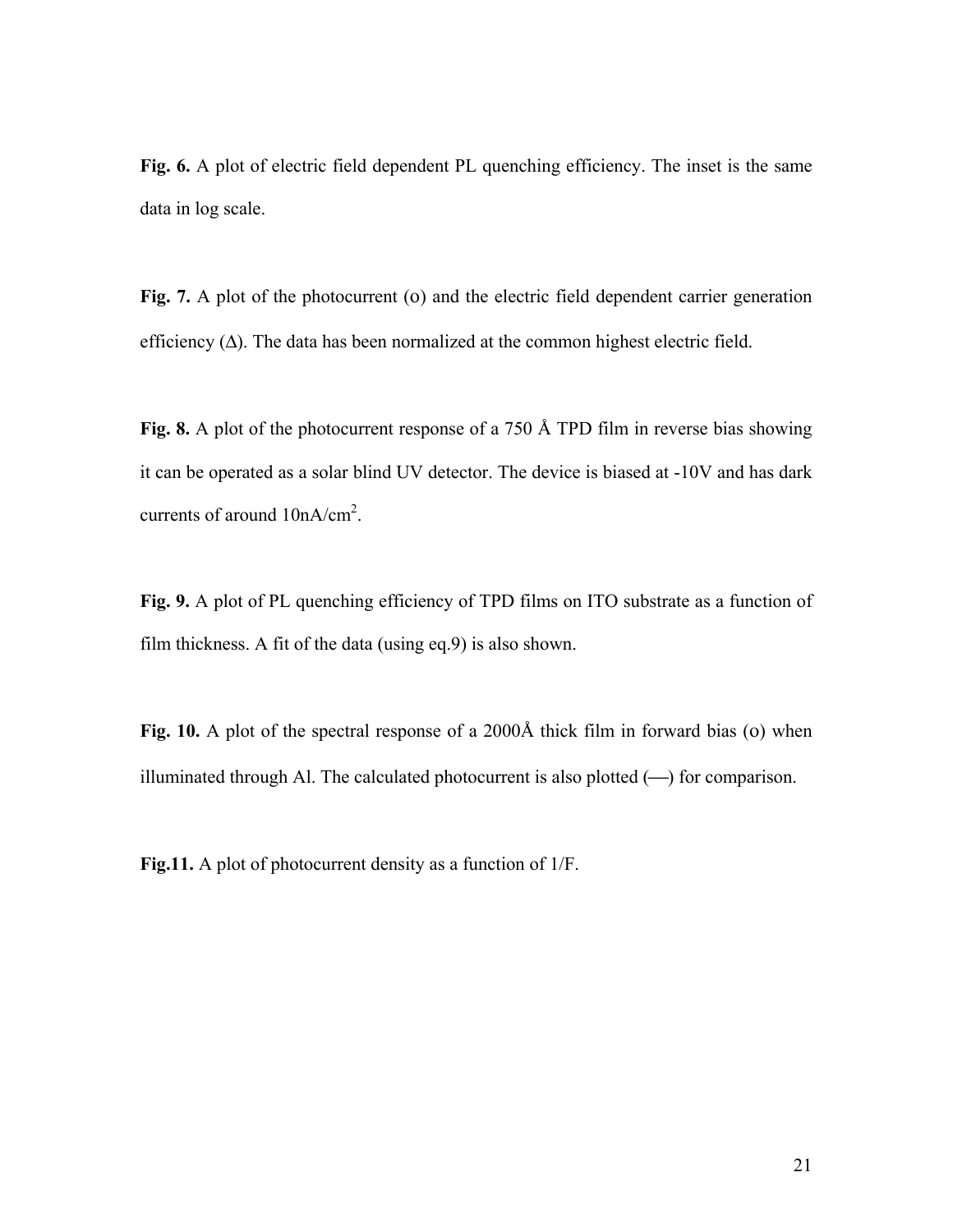**Fig. 6.** A plot of electric field dependent PL quenching efficiency. The inset is the same data in log scale.

**Fig. 7.** A plot of the photocurrent (o) and the electric field dependent carrier generation efficiency (Δ). The data has been normalized at the common highest electric field.

**Fig. 8.** A plot of the photocurrent response of a 750 Å TPD film in reverse bias showing it can be operated as a solar blind UV detector. The device is biased at -10V and has dark currents of around $10 nA/cm^2$.

**Fig. 9.** A plot of PL quenching efficiency of TPD films on ITO substrate as a function of film thickness. A fit of the data (using eq.9) is also shown.

**Fig. 10.** A plot of the spectral response of a 2000Å thick film in forward bias (o) when illuminated through Al. The calculated photocurrent is also plotted (—) for comparison.

**Fig.11.** A plot of photocurrent density as a function of 1/F.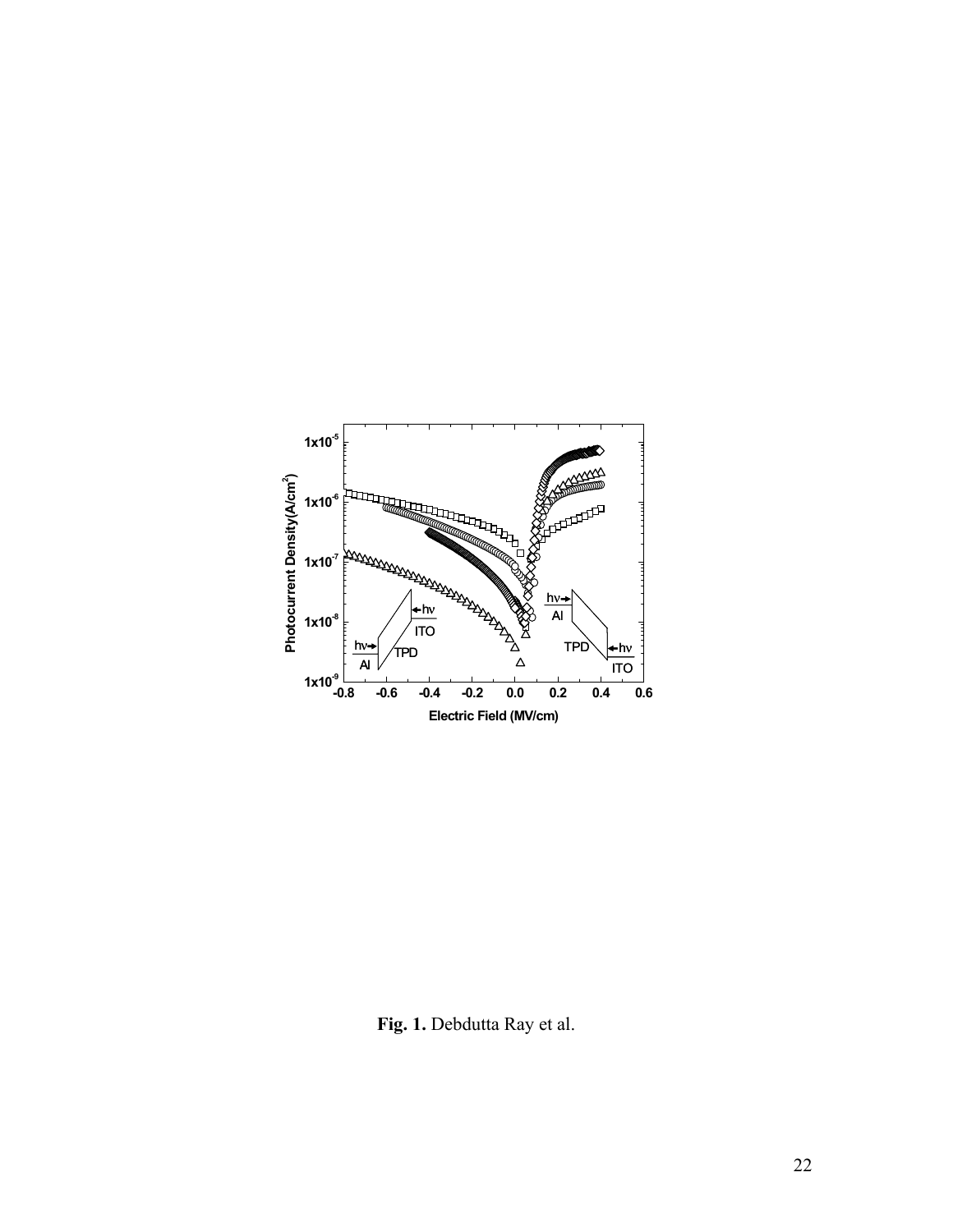**Fig. 1.** Debdutta Ray et al.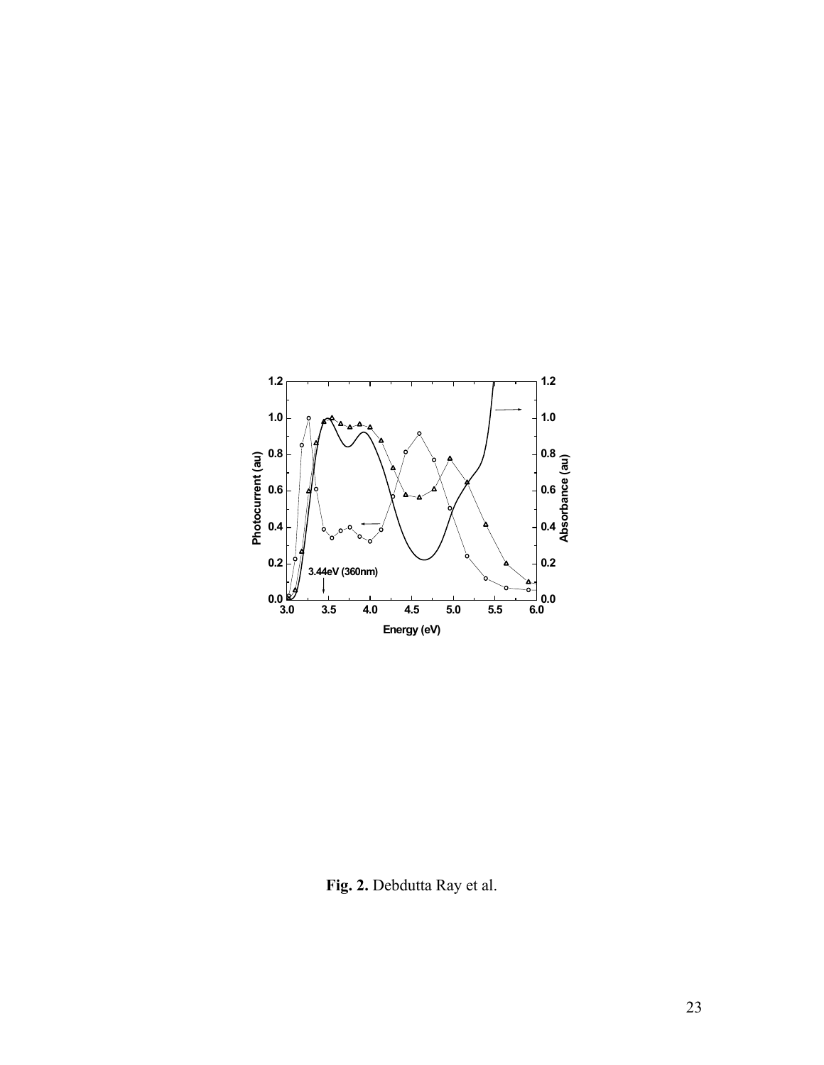**Fig. 2.** Debdutta Ray et al.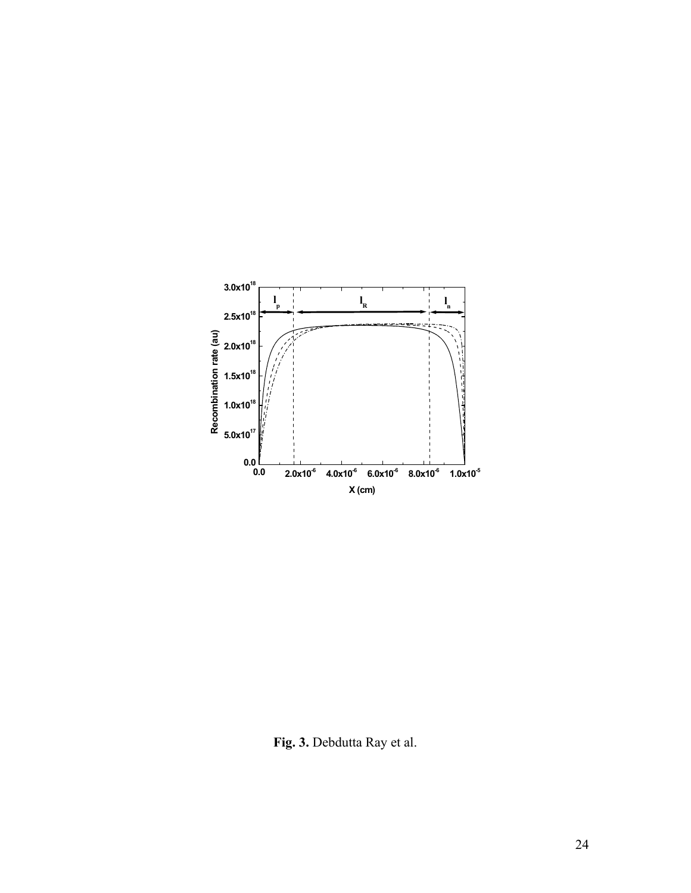**Fig. 3.** Debdutta Ray et al.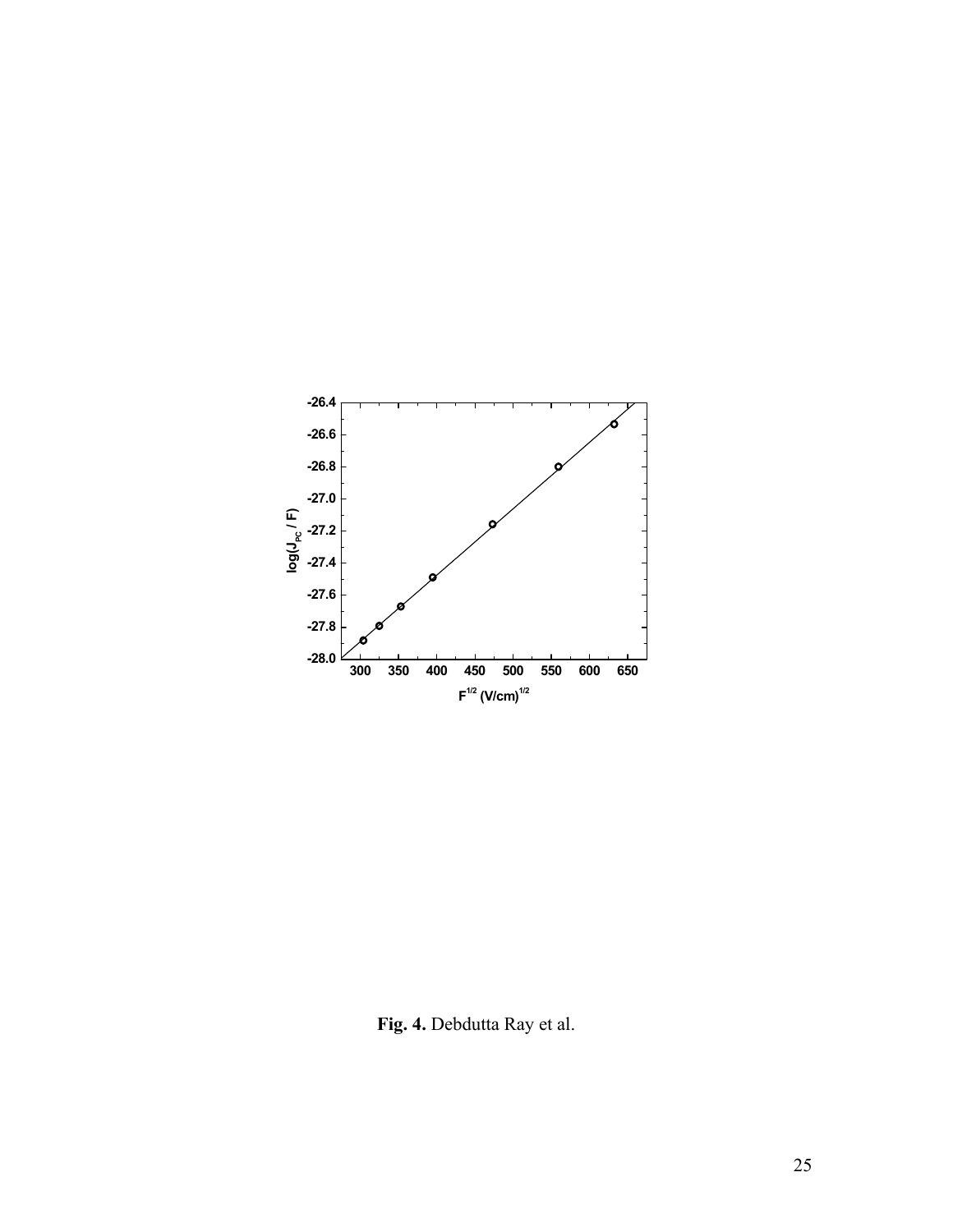**Fig. 4.** Debdutta Ray et al.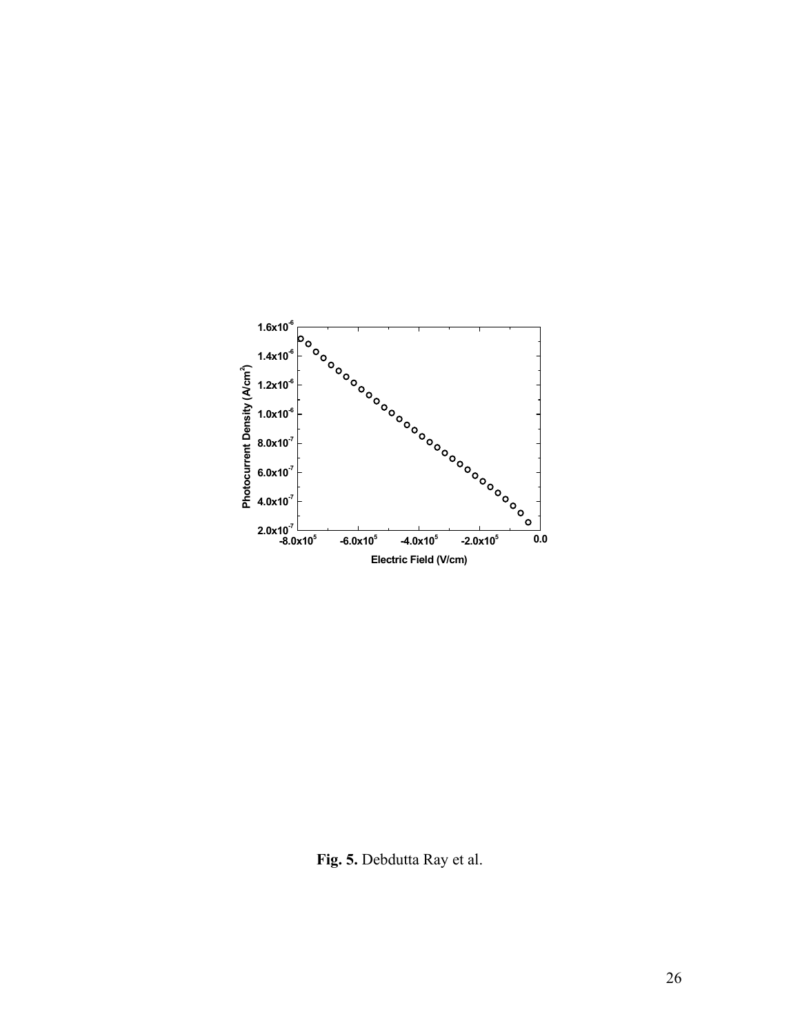**Fig. 5.** Debdutta Ray et al.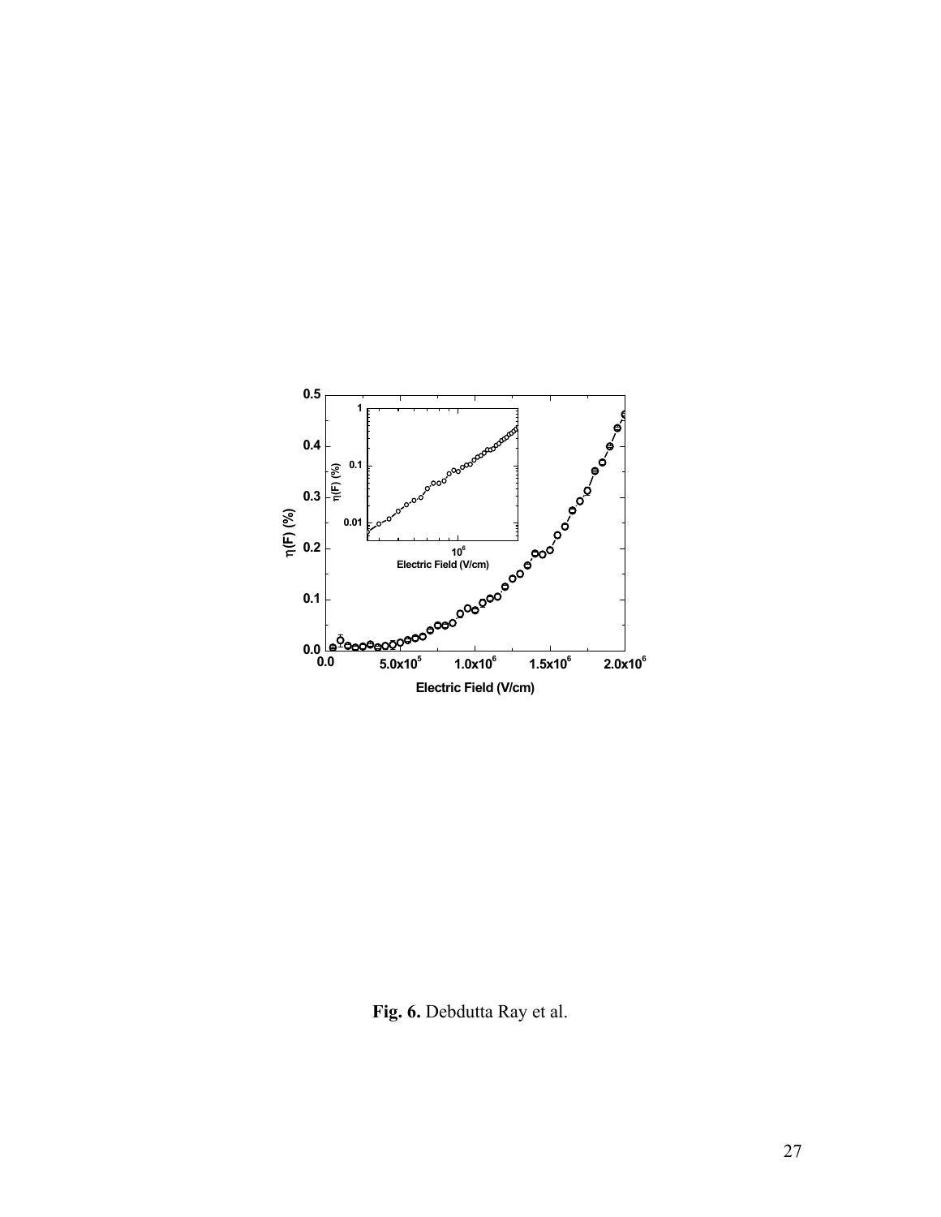**Fig. 6.** Debdutta Ray et al.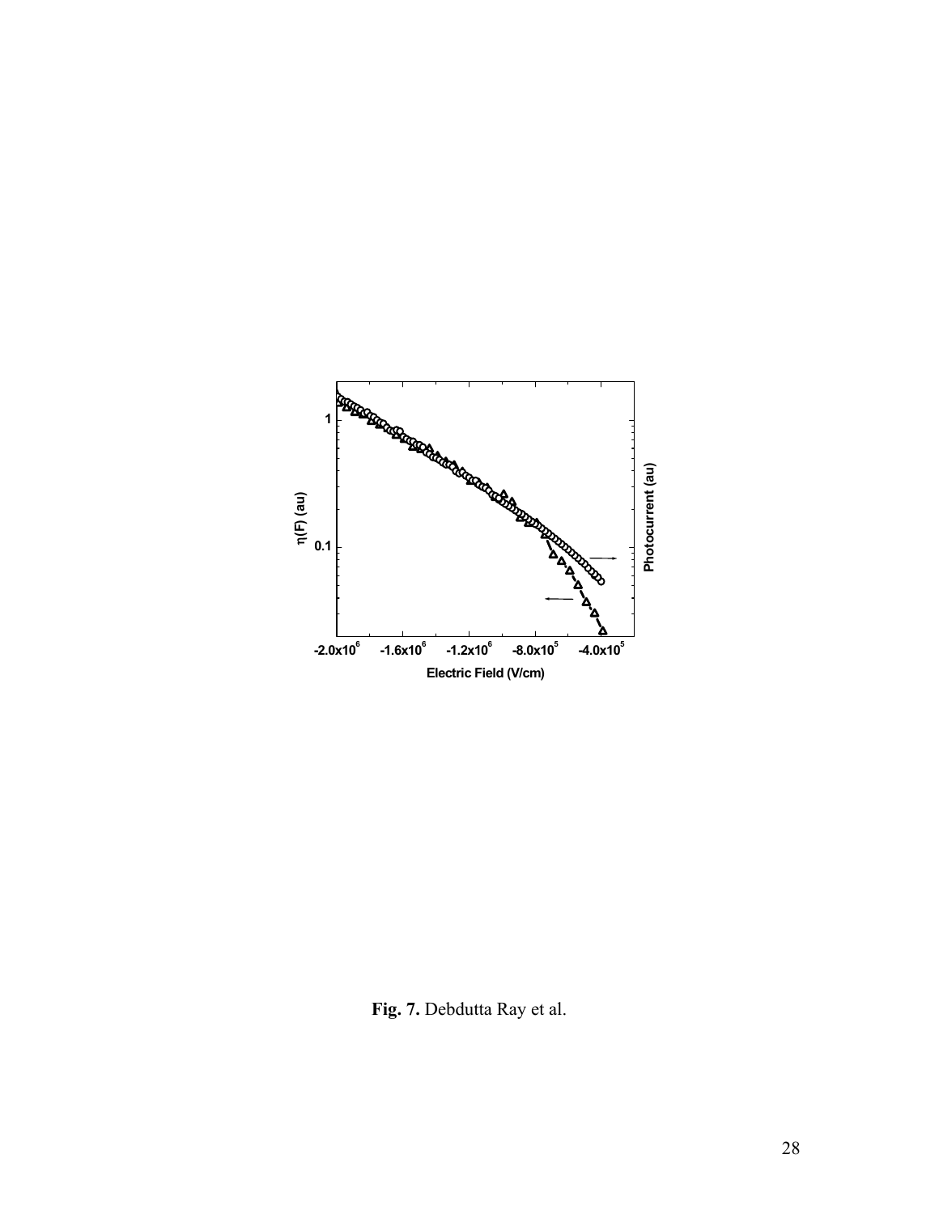**Fig. 7.** Debdutta Ray et al.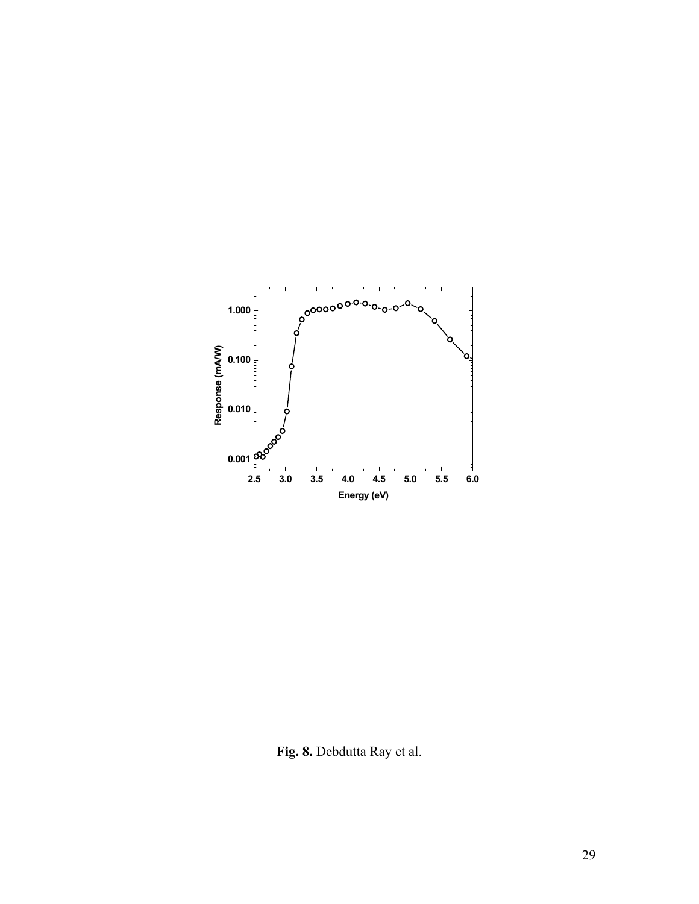**Fig. 8.** Debdutta Ray et al.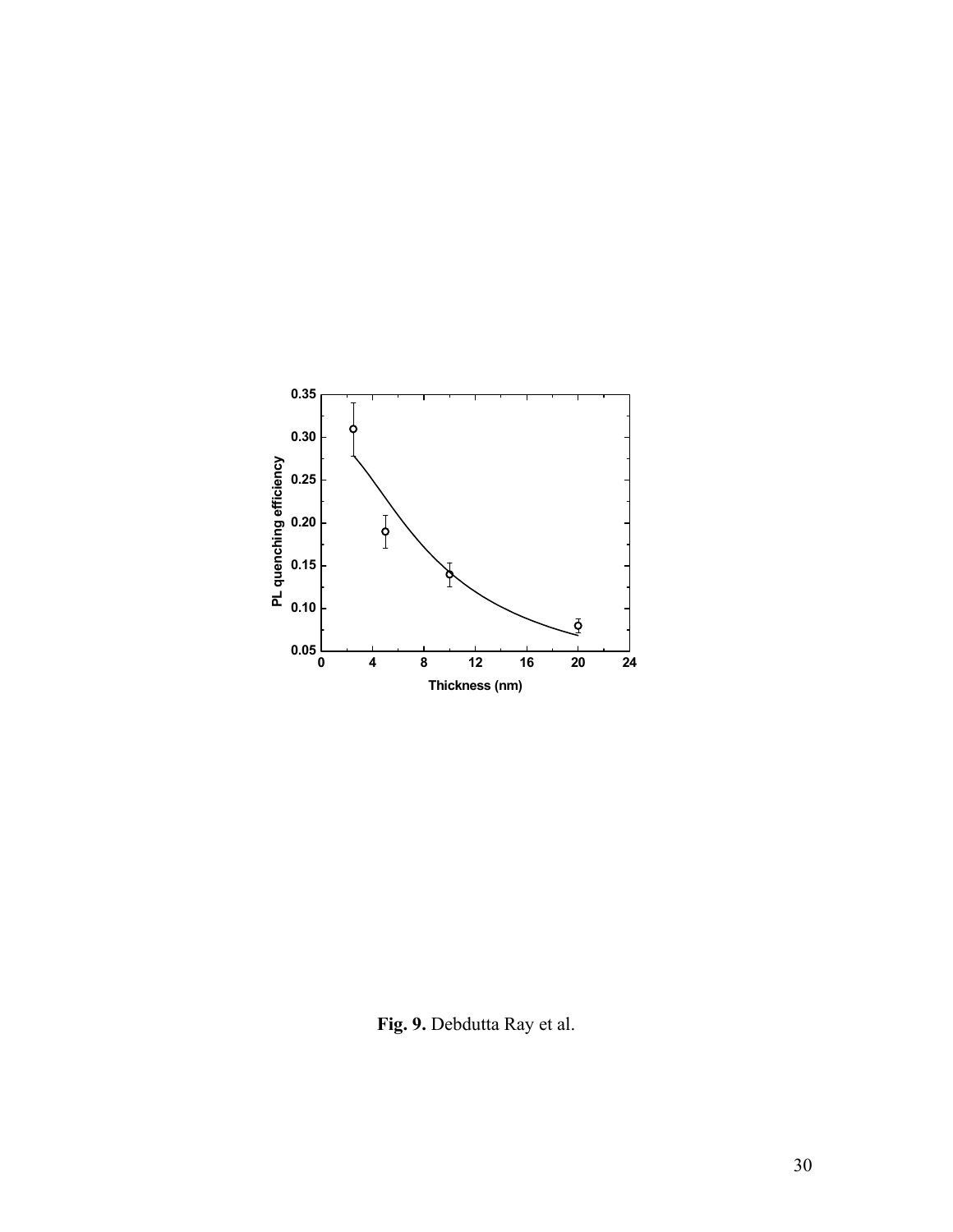**Fig. 9.** Debdutta Ray et al.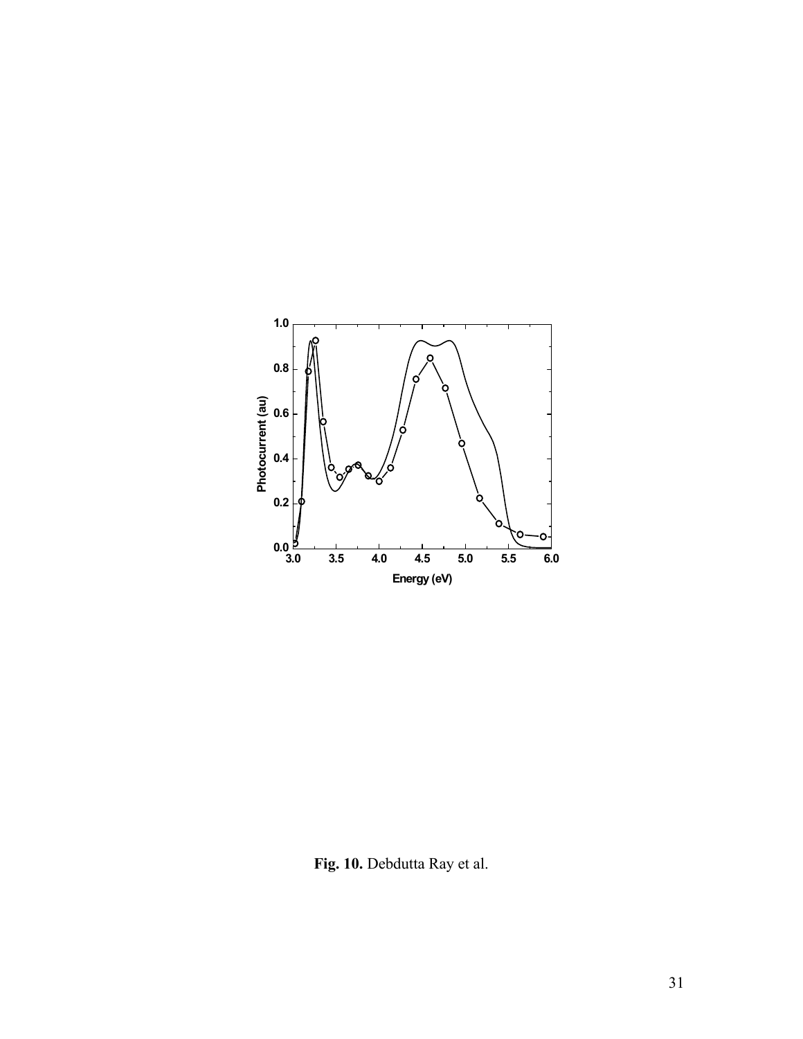**Fig. 10.** Debdutta Ray et al.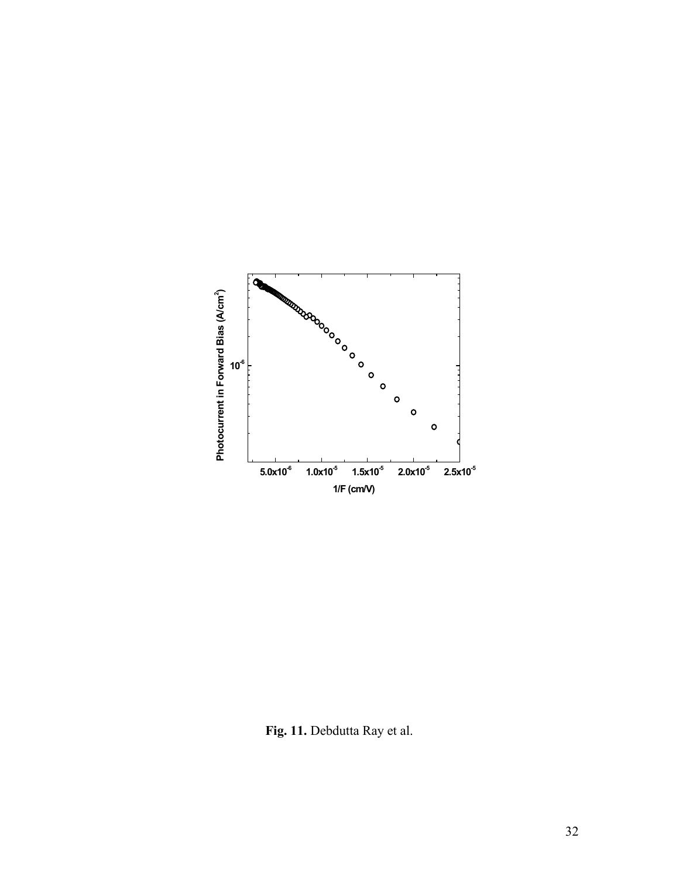Photocurrent in Forward Bias (A/cm$^2$)

$10^{-6}$

$5.0 \times 10^{-6}$

$1.0 \times 10^{-5}$

$1.5 \times 10^{-5}$

$2.0 \times 10^{-5}$

$2.5 \times 10^{-5}$

1/F (cm/V)

**Fig. 11.** Debdutta Ray et al.